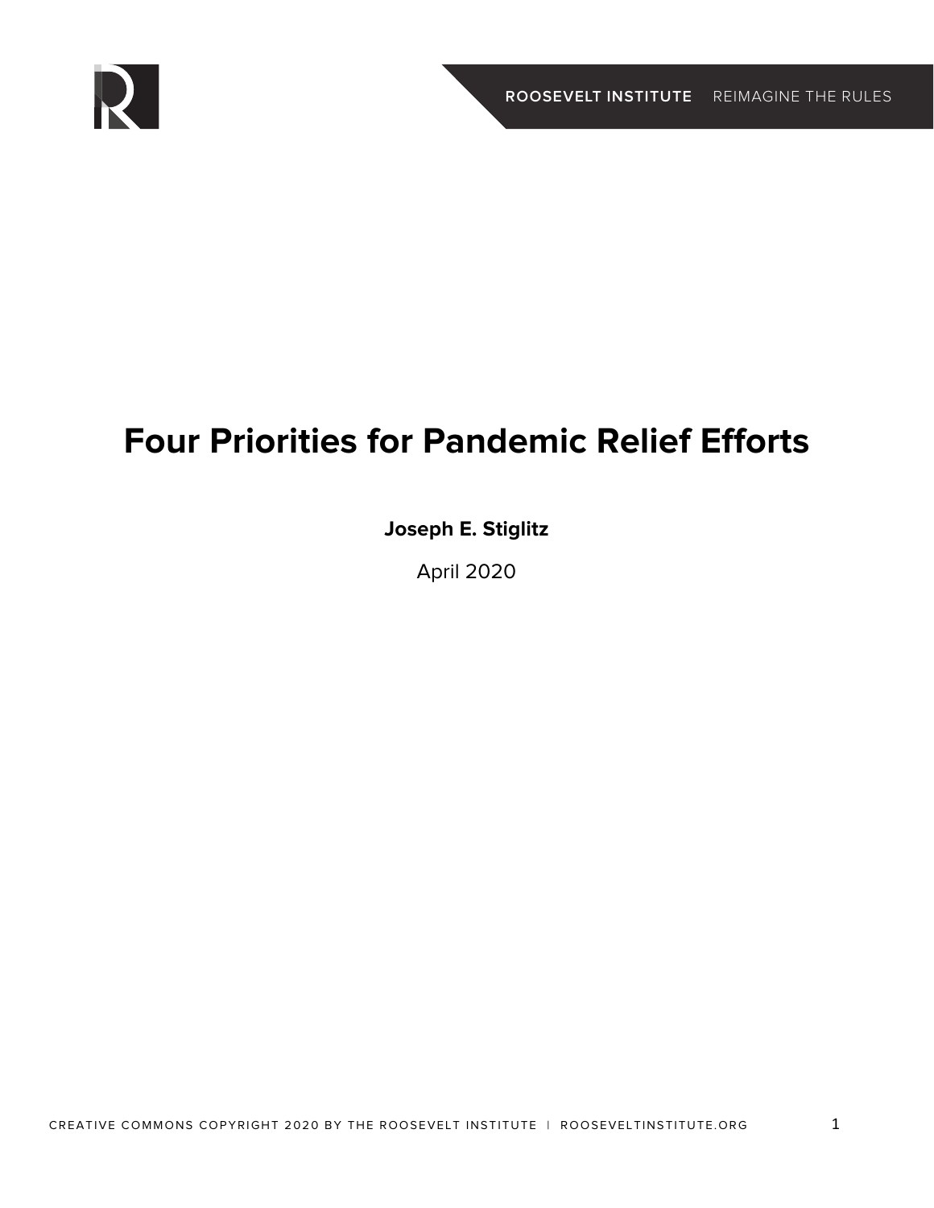# Four Priorities for Pandemic Relief Efforts

**Joseph E. Stiglitz**

April 2020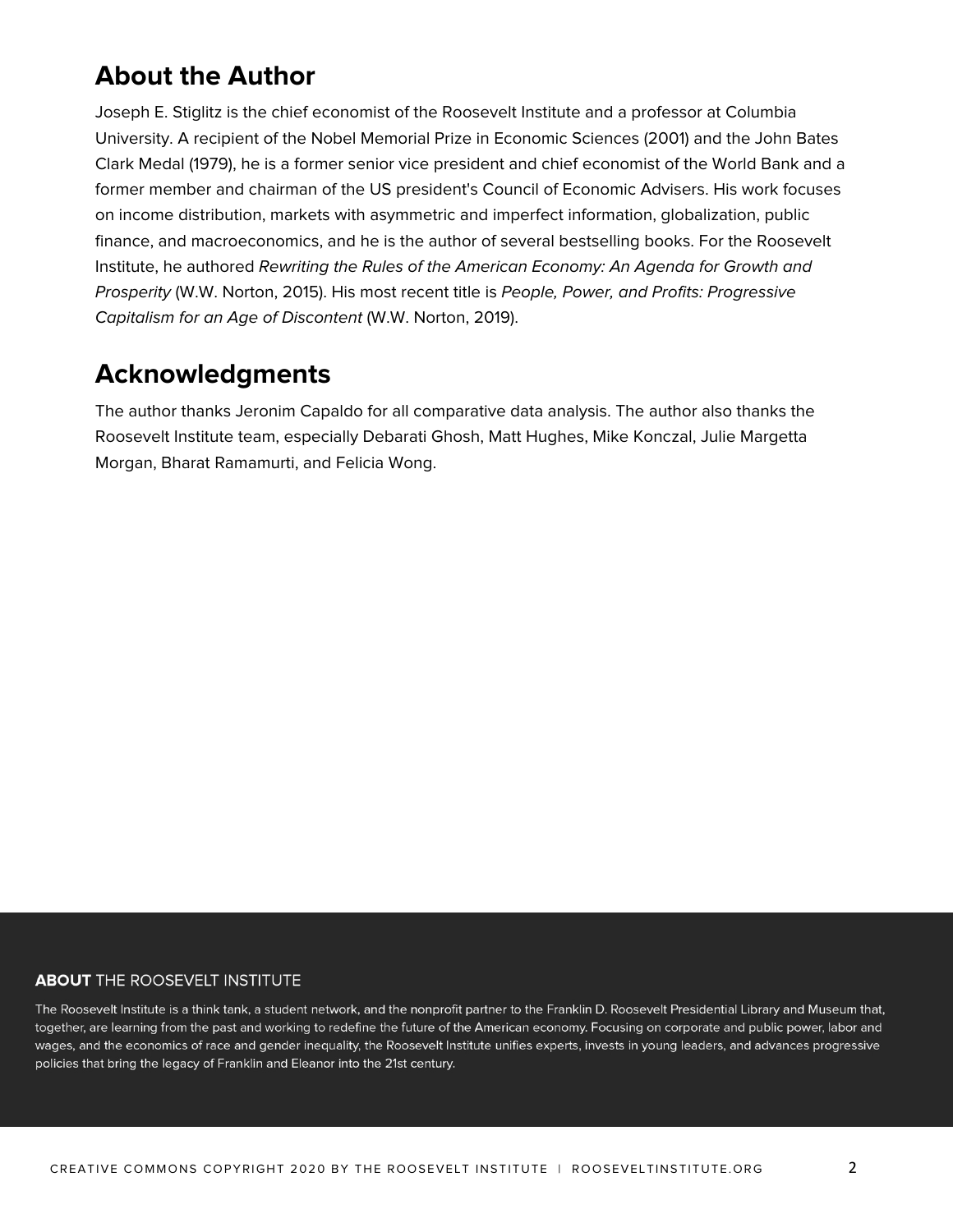## About the Author

Joseph E. Stiglitz is the chief economist of the Roosevelt Institute and a professor at Columbia University. A recipient of the Nobel Memorial Prize in Economic Sciences (2001) and the John Bates Clark Medal (1979), he is a former senior vice president and chief economist of the World Bank and a former member and chairman of the US president's Council of Economic Advisers. His work focuses on income distribution, markets with asymmetric and imperfect information, globalization, public finance, and macroeconomics, and he is the author of several bestselling books. For the Roosevelt Institute, he authored *Rewriting the Rules of the American Economy: An Agenda for Growth and Prosperity* (W.W. Norton, 2015). His most recent title is *People, Power, and Profits: Progressive Capitalism for an Age of Discontent* (W.W. Norton, 2019).

## Acknowledgments

The author thanks Jeronim Capaldo for all comparative data analysis. The author also thanks the Roosevelt Institute team, especially Debarati Ghosh, Matt Hughes, Mike Konczal, Julie Margetta Morgan, Bharat Ramamurti, and Felicia Wong.

**ABOUT** THE ROOSEVELT INSTITUTE

The Roosevelt Institute is a think tank, a student network, and the nonprofit partner to the Franklin D. Roosevelt Presidential Library and Museum that, together, are learning from the past and working to redefine the future of the American economy. Focusing on corporate and public power, labor and wages, and the economics of race and gender inequality, the Roosevelt Institute unifies experts, invests in young leaders, and advances progressive policies that bring the legacy of Franklin and Eleanor into the 21st century.

CREATIVE COMMONS COPYRIGHT 2020 BY THE ROOSEVELT INSTITUTE | ROOSEVELTINSTITUTE.ORG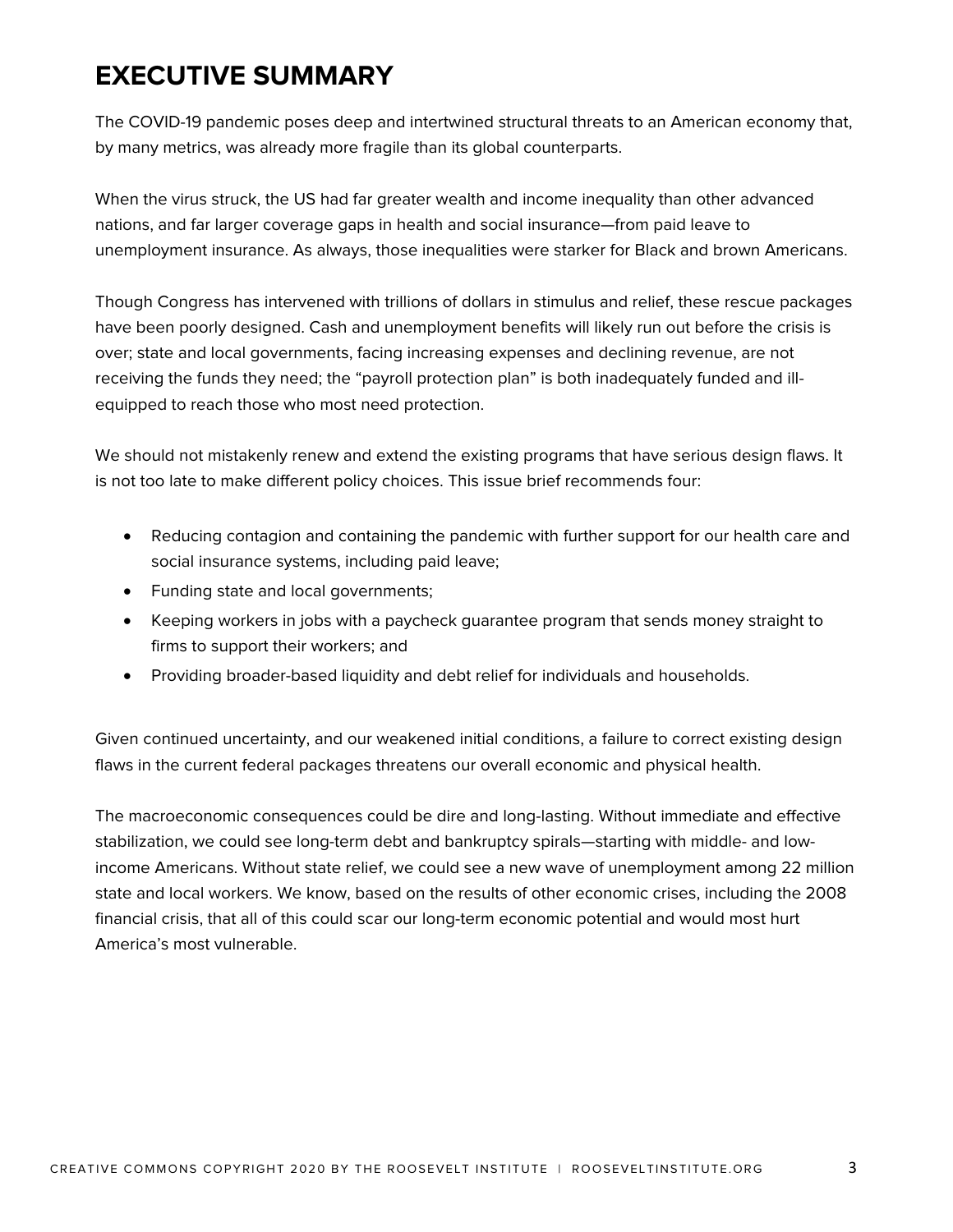# EXECUTIVE SUMMARY

The COVID-19 pandemic poses deep and intertwined structural threats to an American economy that, by many metrics, was already more fragile than its global counterparts.

When the virus struck, the US had far greater wealth and income inequality than other advanced nations, and far larger coverage gaps in health and social insurance—from paid leave to unemployment insurance. As always, those inequalities were starker for Black and brown Americans.

Though Congress has intervened with trillions of dollars in stimulus and relief, these rescue packages have been poorly designed. Cash and unemployment benefits will likely run out before the crisis is over; state and local governments, facing increasing expenses and declining revenue, are not receiving the funds they need; the "payroll protection plan" is both inadequately funded and ill-equipped to reach those who most need protection.

We should not mistakenly renew and extend the existing programs that have serious design flaws. It is not too late to make different policy choices. This issue brief recommends four:

- Reducing contagion and containing the pandemic with further support for our health care and social insurance systems, including paid leave;
- Funding state and local governments;
- Keeping workers in jobs with a paycheck guarantee program that sends money straight to firms to support their workers; and
- Providing broader-based liquidity and debt relief for individuals and households.

Given continued uncertainty, and our weakened initial conditions, a failure to correct existing design flaws in the current federal packages threatens our overall economic and physical health.

The macroeconomic consequences could be dire and long-lasting. Without immediate and effective stabilization, we could see long-term debt and bankruptcy spirals—starting with middle- and low-income Americans. Without state relief, we could see a new wave of unemployment among 22 million state and local workers. We know, based on the results of other economic crises, including the 2008 financial crisis, that all of this could scar our long-term economic potential and would most hurt America's most vulnerable.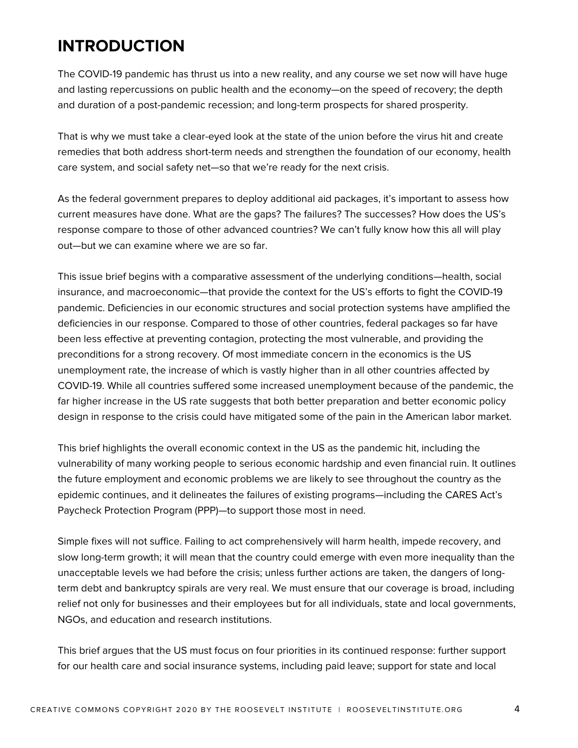# INTRODUCTION

The COVID-19 pandemic has thrust us into a new reality, and any course we set now will have huge and lasting repercussions on public health and the economy—on the speed of recovery; the depth and duration of a post-pandemic recession; and long-term prospects for shared prosperity.

That is why we must take a clear-eyed look at the state of the union before the virus hit and create remedies that both address short-term needs and strengthen the foundation of our economy, health care system, and social safety net—so that we're ready for the next crisis.

As the federal government prepares to deploy additional aid packages, it's important to assess how current measures have done. What are the gaps? The failures? The successes? How does the US's response compare to those of other advanced countries? We can't fully know how this all will play out—but we can examine where we are so far.

This issue brief begins with a comparative assessment of the underlying conditions—health, social insurance, and macroeconomic—that provide the context for the US's efforts to fight the COVID-19 pandemic. Deficiencies in our economic structures and social protection systems have amplified the deficiencies in our response. Compared to those of other countries, federal packages so far have been less effective at preventing contagion, protecting the most vulnerable, and providing the preconditions for a strong recovery. Of most immediate concern in the economics is the US unemployment rate, the increase of which is vastly higher than in all other countries affected by COVID-19. While all countries suffered some increased unemployment because of the pandemic, the far higher increase in the US rate suggests that both better preparation and better economic policy design in response to the crisis could have mitigated some of the pain in the American labor market.

This brief highlights the overall economic context in the US as the pandemic hit, including the vulnerability of many working people to serious economic hardship and even financial ruin. It outlines the future employment and economic problems we are likely to see throughout the country as the epidemic continues, and it delineates the failures of existing programs—including the CARES Act's Paycheck Protection Program (PPP)—to support those most in need.

Simple fixes will not suffice. Failing to act comprehensively will harm health, impede recovery, and slow long-term growth; it will mean that the country could emerge with even more inequality than the unacceptable levels we had before the crisis; unless further actions are taken, the dangers of long-term debt and bankruptcy spirals are very real. We must ensure that our coverage is broad, including relief not only for businesses and their employees but for all individuals, state and local governments, NGOs, and education and research institutions.

This brief argues that the US must focus on four priorities in its continued response: further support for our health care and social insurance systems, including paid leave; support for state and local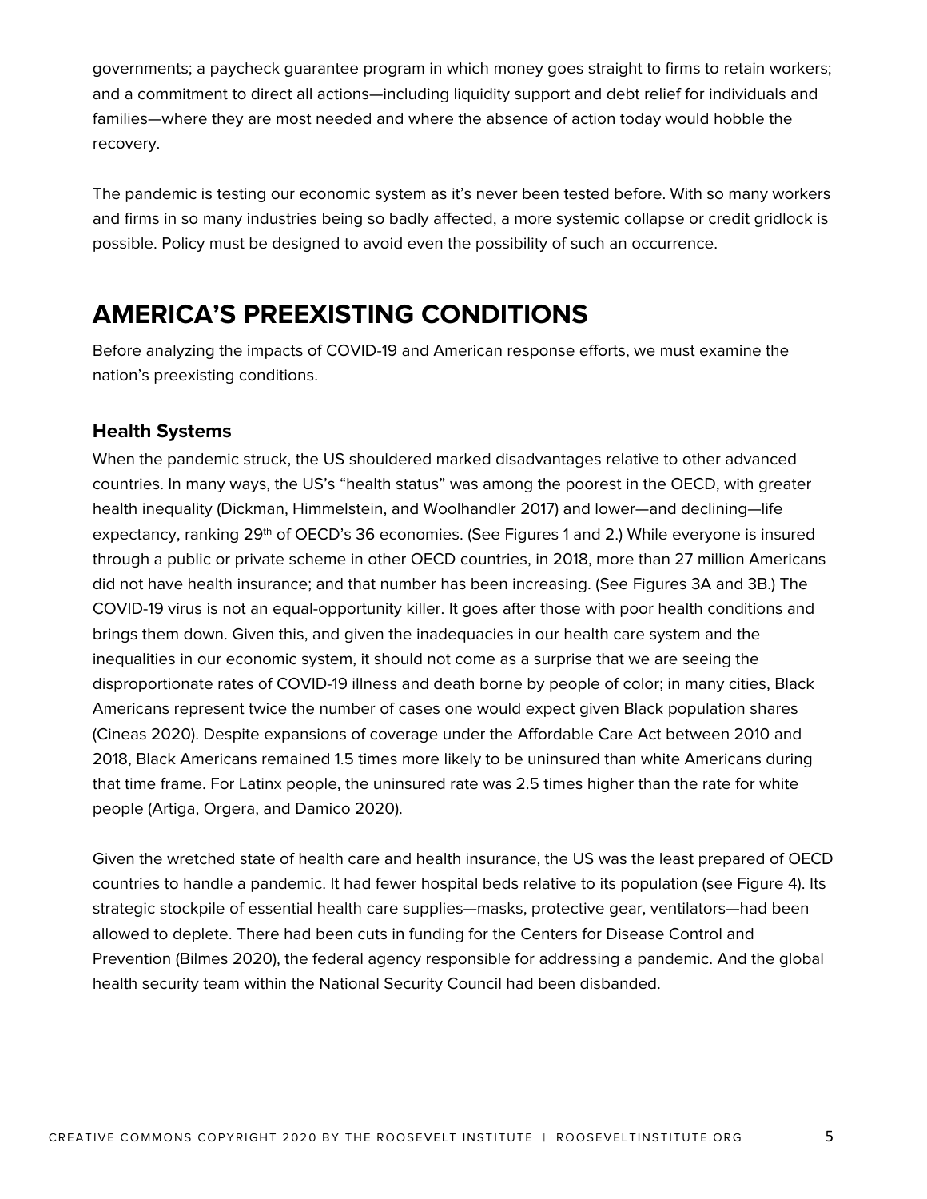governments; a paycheck guarantee program in which money goes straight to firms to retain workers; and a commitment to direct all actions—including liquidity support and debt relief for individuals and families—where they are most needed and where the absence of action today would hobble the recovery.

The pandemic is testing our economic system as it's never been tested before. With so many workers and firms in so many industries being so badly affected, a more systemic collapse or credit gridlock is possible. Policy must be designed to avoid even the possibility of such an occurrence.

## AMERICA'S PREEXISTING CONDITIONS

Before analyzing the impacts of COVID-19 and American response efforts, we must examine the nation's preexisting conditions.

### Health Systems

When the pandemic struck, the US shouldered marked disadvantages relative to other advanced countries. In many ways, the US's "health status" was among the poorest in the OECD, with greater health inequality (Dickman, Himmelstein, and Woolhandler 2017) and lower—and declining—life expectancy, ranking 29th of OECD's 36 economies. (See Figures 1 and 2.) While everyone is insured through a public or private scheme in other OECD countries, in 2018, more than 27 million Americans did not have health insurance; and that number has been increasing. (See Figures 3A and 3B.) The COVID-19 virus is not an equal-opportunity killer. It goes after those with poor health conditions and brings them down. Given this, and given the inadequacies in our health care system and the inequalities in our economic system, it should not come as a surprise that we are seeing the disproportionate rates of COVID-19 illness and death borne by people of color; in many cities, Black Americans represent twice the number of cases one would expect given Black population shares (Cineas 2020). Despite expansions of coverage under the Affordable Care Act between 2010 and 2018, Black Americans remained 1.5 times more likely to be uninsured than white Americans during that time frame. For Latinx people, the uninsured rate was 2.5 times higher than the rate for white people (Artiga, Orgera, and Damico 2020).

Given the wretched state of health care and health insurance, the US was the least prepared of OECD countries to handle a pandemic. It had fewer hospital beds relative to its population (see Figure 4). Its strategic stockpile of essential health care supplies—masks, protective gear, ventilators—had been allowed to deplete. There had been cuts in funding for the Centers for Disease Control and Prevention (Bilmes 2020), the federal agency responsible for addressing a pandemic. And the global health security team within the National Security Council had been disbanded.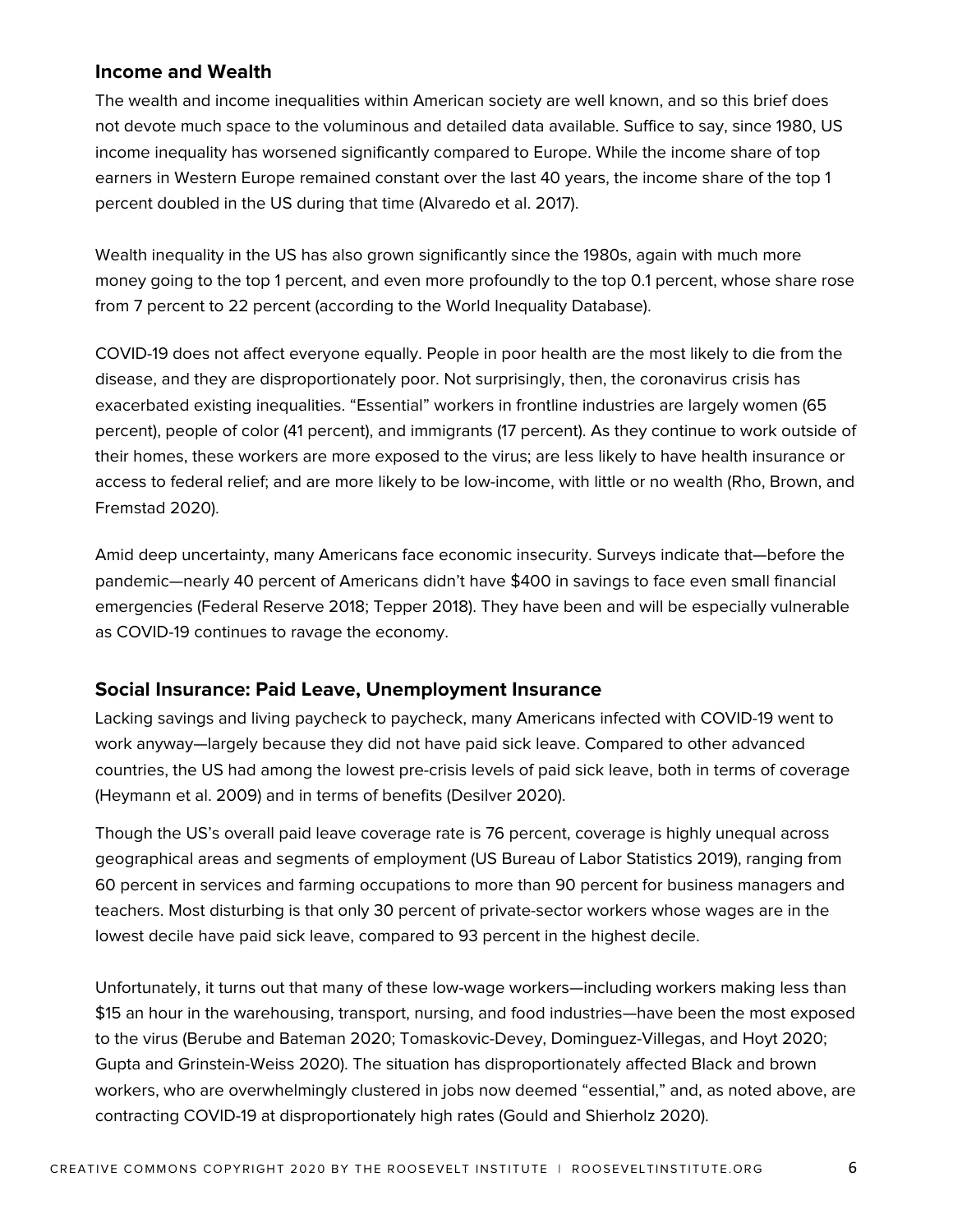### Income and Wealth

The wealth and income inequalities within American society are well known, and so this brief does not devote much space to the voluminous and detailed data available. Suffice to say, since 1980, US income inequality has worsened significantly compared to Europe. While the income share of top earners in Western Europe remained constant over the last 40 years, the income share of the top 1 percent doubled in the US during that time (Alvaredo et al. 2017).

Wealth inequality in the US has also grown significantly since the 1980s, again with much more money going to the top 1 percent, and even more profoundly to the top 0.1 percent, whose share rose from 7 percent to 22 percent (according to the World Inequality Database).

COVID-19 does not affect everyone equally. People in poor health are the most likely to die from the disease, and they are disproportionately poor. Not surprisingly, then, the coronavirus crisis has exacerbated existing inequalities. "Essential" workers in frontline industries are largely women (65 percent), people of color (41 percent), and immigrants (17 percent). As they continue to work outside of their homes, these workers are more exposed to the virus; are less likely to have health insurance or access to federal relief; and are more likely to be low-income, with little or no wealth (Rho, Brown, and Fremstad 2020).

Amid deep uncertainty, many Americans face economic insecurity. Surveys indicate that—before the pandemic—nearly 40 percent of Americans didn't have $400 in savings to face even small financial emergencies (Federal Reserve 2018; Tepper 2018). They have been and will be especially vulnerable as COVID-19 continues to ravage the economy.

### Social Insurance: Paid Leave, Unemployment Insurance

Lacking savings and living paycheck to paycheck, many Americans infected with COVID-19 went to work anyway—largely because they did not have paid sick leave. Compared to other advanced countries, the US had among the lowest pre-crisis levels of paid sick leave, both in terms of coverage (Heymann et al. 2009) and in terms of benefits (Desilver 2020).

Though the US's overall paid leave coverage rate is 76 percent, coverage is highly unequal across geographical areas and segments of employment (US Bureau of Labor Statistics 2019), ranging from 60 percent in services and farming occupations to more than 90 percent for business managers and teachers. Most disturbing is that only 30 percent of private-sector workers whose wages are in the lowest decile have paid sick leave, compared to 93 percent in the highest decile.

Unfortunately, it turns out that many of these low-wage workers—including workers making less than $15 an hour in the warehousing, transport, nursing, and food industries—have been the most exposed to the virus (Berube and Bateman 2020; Tomaskovic-Devey, Dominguez-Villegas, and Hoyt 2020; Gupta and Grinstein-Weiss 2020). The situation has disproportionately affected Black and brown workers, who are overwhelmingly clustered in jobs now deemed "essential," and, as noted above, are contracting COVID-19 at disproportionately high rates (Gould and Shierholz 2020).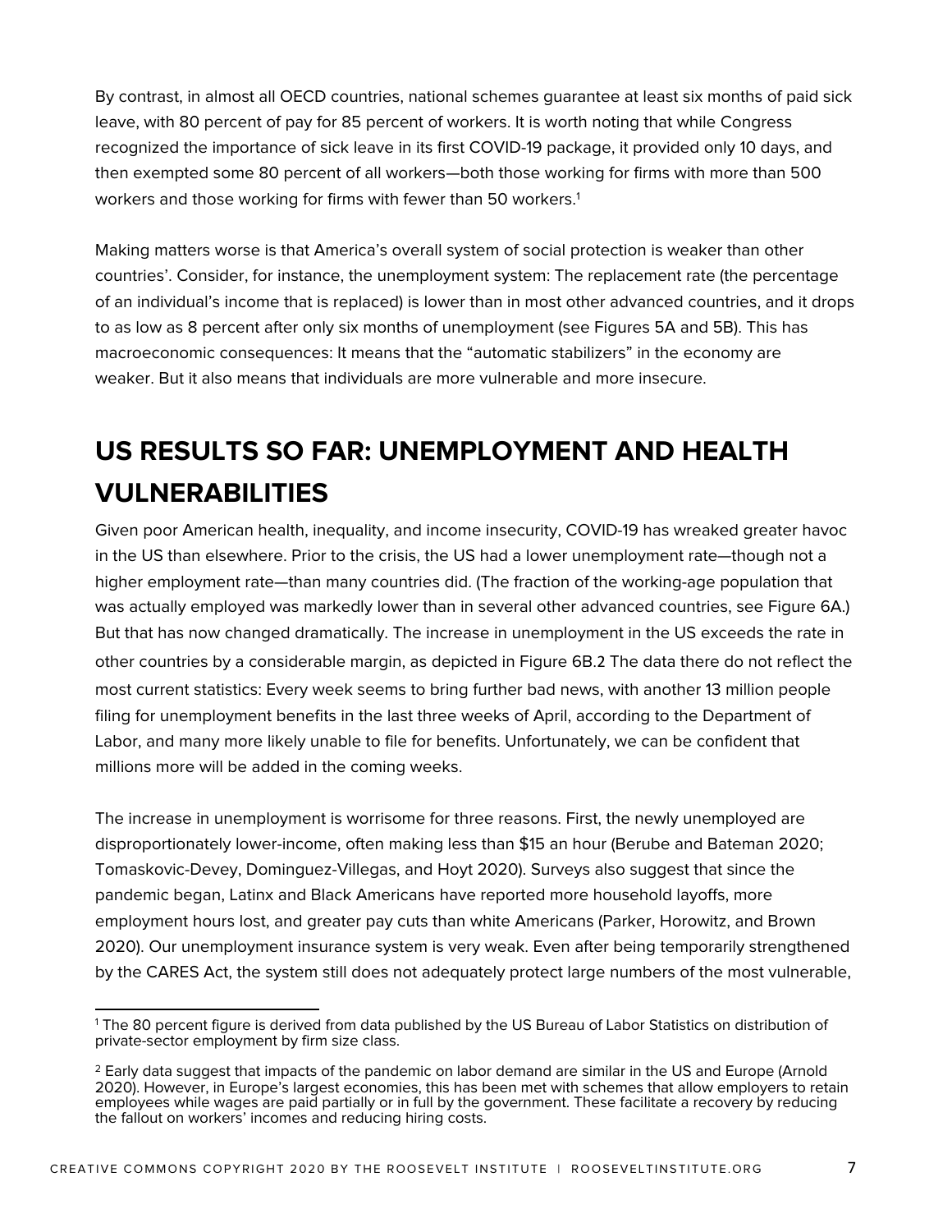By contrast, in almost all OECD countries, national schemes guarantee at least six months of paid sick leave, with 80 percent of pay for 85 percent of workers. It is worth noting that while Congress recognized the importance of sick leave in its first COVID-19 package, it provided only 10 days, and then exempted some 80 percent of all workers—both those working for firms with more than 500 workers and those working for firms with fewer than 50 workers.[1]

Making matters worse is that America's overall system of social protection is weaker than other countries'. Consider, for instance, the unemployment system: The replacement rate (the percentage of an individual's income that is replaced) is lower than in most other advanced countries, and it drops to as low as 8 percent after only six months of unemployment (see Figures 5A and 5B). This has macroeconomic consequences: It means that the "automatic stabilizers" in the economy are weaker. But it also means that individuals are more vulnerable and more insecure.

## US RESULTS SO FAR: UNEMPLOYMENT AND HEALTH VULNERABILITIES

Given poor American health, inequality, and income insecurity, COVID-19 has wreaked greater havoc in the US than elsewhere. Prior to the crisis, the US had a lower unemployment rate—though not a higher employment rate—than many countries did. (The fraction of the working-age population that was actually employed was markedly lower than in several other advanced countries, see Figure 6A.) But that has now changed dramatically. The increase in unemployment in the US exceeds the rate in other countries by a considerable margin, as depicted in Figure 6B.[2] The data there do not reflect the most current statistics: Every week seems to bring further bad news, with another 13 million people filing for unemployment benefits in the last three weeks of April, according to the Department of Labor, and many more likely unable to file for benefits. Unfortunately, we can be confident that millions more will be added in the coming weeks.

The increase in unemployment is worrisome for three reasons. First, the newly unemployed are disproportionately lower-income, often making less than $15 an hour (Berube and Bateman 2020; Tomaskovic-Devey, Dominguez-Villegas, and Hoyt 2020). Surveys also suggest that since the pandemic began, Latinx and Black Americans have reported more household layoffs, more employment hours lost, and greater pay cuts than white Americans (Parker, Horowitz, and Brown 2020). Our unemployment insurance system is very weak. Even after being temporarily strengthened by the CARES Act, the system still does not adequately protect large numbers of the most vulnerable,

---

[1] The 80 percent figure is derived from data published by the US Bureau of Labor Statistics on distribution of private-sector employment by firm size class.

[2] Early data suggest that impacts of the pandemic on labor demand are similar in the US and Europe (Arnold 2020). However, in Europe's largest economies, this has been met with schemes that allow employers to retain employees while wages are paid partially or in full by the government. These facilitate a recovery by reducing the fallout on workers' incomes and reducing hiring costs.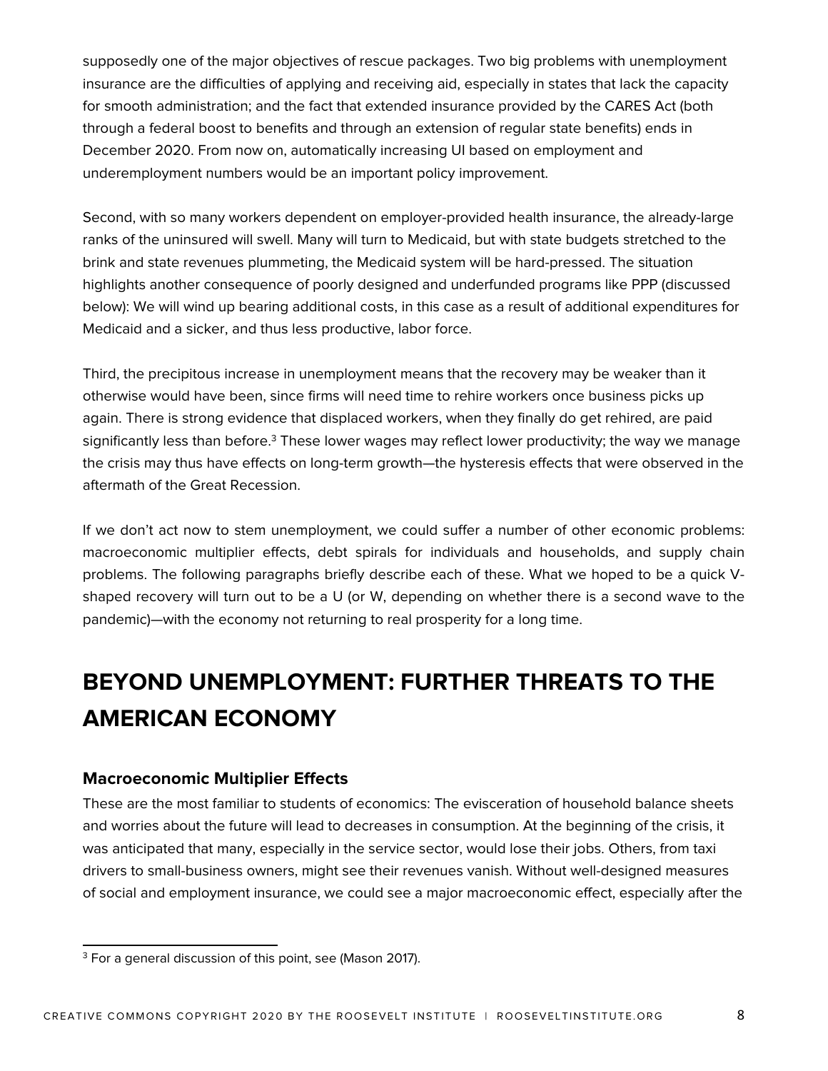supposedly one of the major objectives of rescue packages. Two big problems with unemployment insurance are the difficulties of applying and receiving aid, especially in states that lack the capacity for smooth administration; and the fact that extended insurance provided by the CARES Act (both through a federal boost to benefits and through an extension of regular state benefits) ends in December 2020. From now on, automatically increasing UI based on employment and underemployment numbers would be an important policy improvement.

Second, with so many workers dependent on employer-provided health insurance, the already-large ranks of the uninsured will swell. Many will turn to Medicaid, but with state budgets stretched to the brink and state revenues plummeting, the Medicaid system will be hard-pressed. The situation highlights another consequence of poorly designed and underfunded programs like PPP (discussed below): We will wind up bearing additional costs, in this case as a result of additional expenditures for Medicaid and a sicker, and thus less productive, labor force.

Third, the precipitous increase in unemployment means that the recovery may be weaker than it otherwise would have been, since firms will need time to rehire workers once business picks up again. There is strong evidence that displaced workers, when they finally do get rehired, are paid significantly less than before.[3] These lower wages may reflect lower productivity; the way we manage the crisis may thus have effects on long-term growth—the hysteresis effects that were observed in the aftermath of the Great Recession.

If we don't act now to stem unemployment, we could suffer a number of other economic problems: macroeconomic multiplier effects, debt spirals for individuals and households, and supply chain problems. The following paragraphs briefly describe each of these. What we hoped to be a quick V-shaped recovery will turn out to be a U (or W, depending on whether there is a second wave to the pandemic)—with the economy not returning to real prosperity for a long time.

## BEYOND UNEMPLOYMENT: FURTHER THREATS TO THE AMERICAN ECONOMY

### Macroeconomic Multiplier Effects

These are the most familiar to students of economics: The evisceration of household balance sheets and worries about the future will lead to decreases in consumption. At the beginning of the crisis, it was anticipated that many, especially in the service sector, would lose their jobs. Others, from taxi drivers to small-business owners, might see their revenues vanish. Without well-designed measures of social and employment insurance, we could see a major macroeconomic effect, especially after the

---

[3] For a general discussion of this point, see (Mason 2017).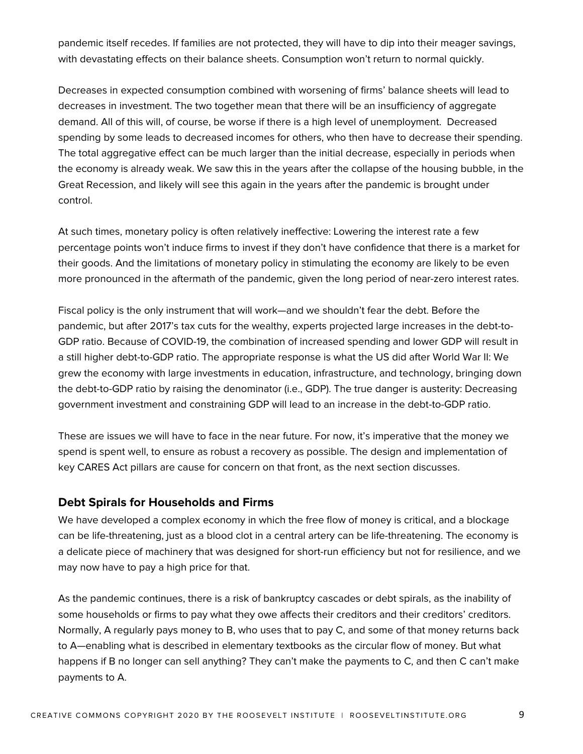pandemic itself recedes. If families are not protected, they will have to dip into their meager savings, with devastating effects on their balance sheets. Consumption won't return to normal quickly.

Decreases in expected consumption combined with worsening of firms' balance sheets will lead to decreases in investment. The two together mean that there will be an insufficiency of aggregate demand. All of this will, of course, be worse if there is a high level of unemployment. Decreased spending by some leads to decreased incomes for others, who then have to decrease their spending. The total aggregative effect can be much larger than the initial decrease, especially in periods when the economy is already weak. We saw this in the years after the collapse of the housing bubble, in the Great Recession, and likely will see this again in the years after the pandemic is brought under control.

At such times, monetary policy is often relatively ineffective: Lowering the interest rate a few percentage points won't induce firms to invest if they don't have confidence that there is a market for their goods. And the limitations of monetary policy in stimulating the economy are likely to be even more pronounced in the aftermath of the pandemic, given the long period of near-zero interest rates.

Fiscal policy is the only instrument that will work—and we shouldn't fear the debt. Before the pandemic, but after 2017's tax cuts for the wealthy, experts projected large increases in the debt-to-GDP ratio. Because of COVID-19, the combination of increased spending and lower GDP will result in a still higher debt-to-GDP ratio. The appropriate response is what the US did after World War II: We grew the economy with large investments in education, infrastructure, and technology, bringing down the debt-to-GDP ratio by raising the denominator (i.e., GDP). The true danger is austerity: Decreasing government investment and constraining GDP will lead to an increase in the debt-to-GDP ratio.

These are issues we will have to face in the near future. For now, it's imperative that the money we spend is spent well, to ensure as robust a recovery as possible. The design and implementation of key CARES Act pillars are cause for concern on that front, as the next section discusses.

### Debt Spirals for Households and Firms

We have developed a complex economy in which the free flow of money is critical, and a blockage can be life-threatening, just as a blood clot in a central artery can be life-threatening. The economy is a delicate piece of machinery that was designed for short-run efficiency but not for resilience, and we may now have to pay a high price for that.

As the pandemic continues, there is a risk of bankruptcy cascades or debt spirals, as the inability of some households or firms to pay what they owe affects their creditors and their creditors' creditors. Normally, A regularly pays money to B, who uses that to pay C, and some of that money returns back to A—enabling what is described in elementary textbooks as the circular flow of money. But what happens if B no longer can sell anything? They can't make the payments to C, and then C can't make payments to A.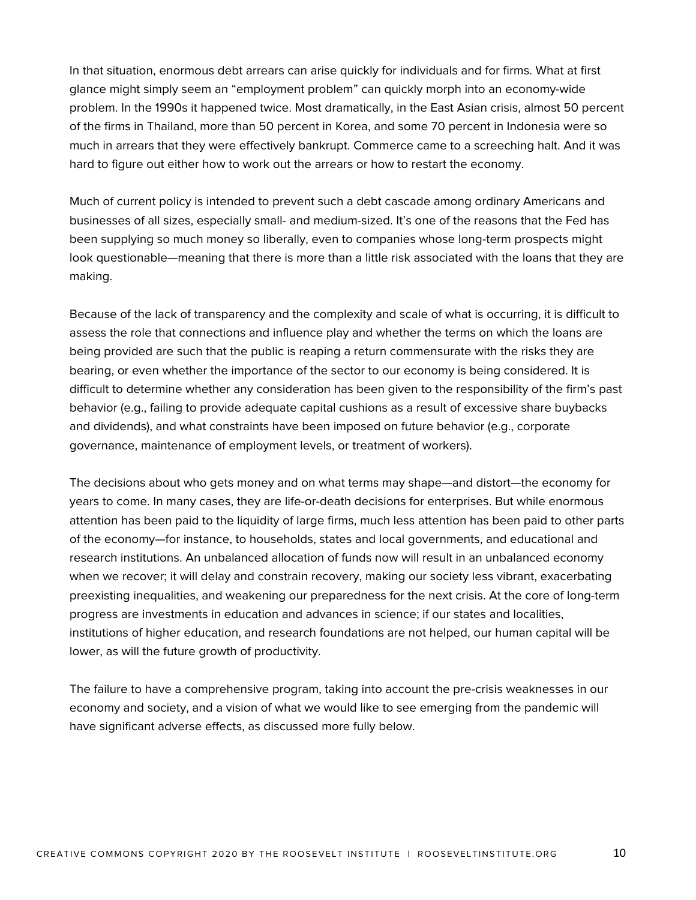In that situation, enormous debt arrears can arise quickly for individuals and for firms. What at first glance might simply seem an "employment problem" can quickly morph into an economy-wide problem. In the 1990s it happened twice. Most dramatically, in the East Asian crisis, almost 50 percent of the firms in Thailand, more than 50 percent in Korea, and some 70 percent in Indonesia were so much in arrears that they were effectively bankrupt. Commerce came to a screeching halt. And it was hard to figure out either how to work out the arrears or how to restart the economy.

Much of current policy is intended to prevent such a debt cascade among ordinary Americans and businesses of all sizes, especially small- and medium-sized. It's one of the reasons that the Fed has been supplying so much money so liberally, even to companies whose long-term prospects might look questionable—meaning that there is more than a little risk associated with the loans that they are making.

Because of the lack of transparency and the complexity and scale of what is occurring, it is difficult to assess the role that connections and influence play and whether the terms on which the loans are being provided are such that the public is reaping a return commensurate with the risks they are bearing, or even whether the importance of the sector to our economy is being considered. It is difficult to determine whether any consideration has been given to the responsibility of the firm's past behavior (e.g., failing to provide adequate capital cushions as a result of excessive share buybacks and dividends), and what constraints have been imposed on future behavior (e.g., corporate governance, maintenance of employment levels, or treatment of workers).

The decisions about who gets money and on what terms may shape—and distort—the economy for years to come. In many cases, they are life-or-death decisions for enterprises. But while enormous attention has been paid to the liquidity of large firms, much less attention has been paid to other parts of the economy—for instance, to households, states and local governments, and educational and research institutions. An unbalanced allocation of funds now will result in an unbalanced economy when we recover; it will delay and constrain recovery, making our society less vibrant, exacerbating preexisting inequalities, and weakening our preparedness for the next crisis. At the core of long-term progress are investments in education and advances in science; if our states and localities, institutions of higher education, and research foundations are not helped, our human capital will be lower, as will the future growth of productivity.

The failure to have a comprehensive program, taking into account the pre-crisis weaknesses in our economy and society, and a vision of what we would like to see emerging from the pandemic will have significant adverse effects, as discussed more fully below.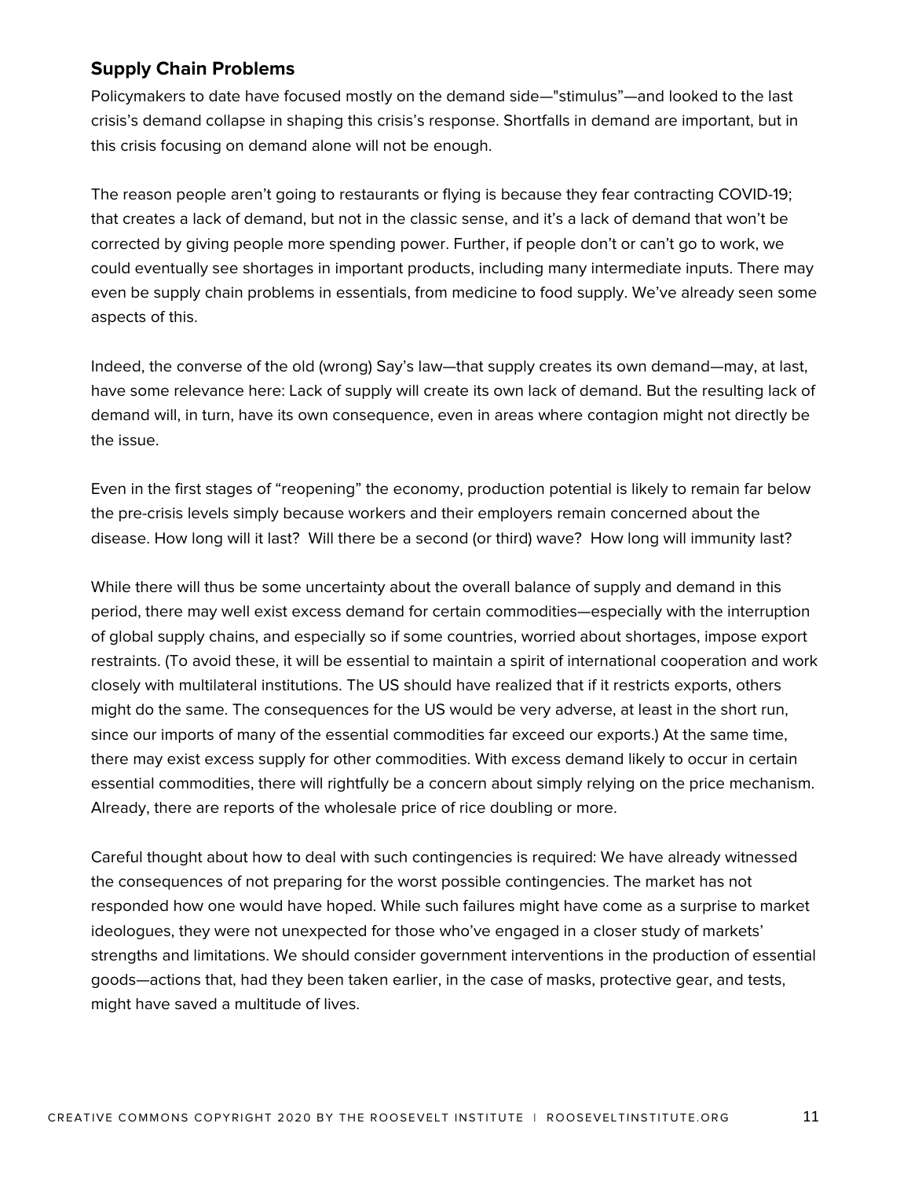### Supply Chain Problems

Policymakers to date have focused mostly on the demand side—"stimulus"—and looked to the last crisis's demand collapse in shaping this crisis's response. Shortfalls in demand are important, but in this crisis focusing on demand alone will not be enough.

The reason people aren't going to restaurants or flying is because they fear contracting COVID-19; that creates a lack of demand, but not in the classic sense, and it's a lack of demand that won't be corrected by giving people more spending power. Further, if people don't or can't go to work, we could eventually see shortages in important products, including many intermediate inputs. There may even be supply chain problems in essentials, from medicine to food supply. We've already seen some aspects of this.

Indeed, the converse of the old (wrong) Say's law—that supply creates its own demand—may, at last, have some relevance here: Lack of supply will create its own lack of demand. But the resulting lack of demand will, in turn, have its own consequence, even in areas where contagion might not directly be the issue.

Even in the first stages of "reopening" the economy, production potential is likely to remain far below the pre-crisis levels simply because workers and their employers remain concerned about the disease. How long will it last? Will there be a second (or third) wave? How long will immunity last?

While there will thus be some uncertainty about the overall balance of supply and demand in this period, there may well exist excess demand for certain commodities—especially with the interruption of global supply chains, and especially so if some countries, worried about shortages, impose export restraints. (To avoid these, it will be essential to maintain a spirit of international cooperation and work closely with multilateral institutions. The US should have realized that if it restricts exports, others might do the same. The consequences for the US would be very adverse, at least in the short run, since our imports of many of the essential commodities far exceed our exports.) At the same time, there may exist excess supply for other commodities. With excess demand likely to occur in certain essential commodities, there will rightfully be a concern about simply relying on the price mechanism. Already, there are reports of the wholesale price of rice doubling or more.

Careful thought about how to deal with such contingencies is required: We have already witnessed the consequences of not preparing for the worst possible contingencies. The market has not responded how one would have hoped. While such failures might have come as a surprise to market ideologues, they were not unexpected for those who've engaged in a closer study of markets' strengths and limitations. We should consider government interventions in the production of essential goods—actions that, had they been taken earlier, in the case of masks, protective gear, and tests, might have saved a multitude of lives.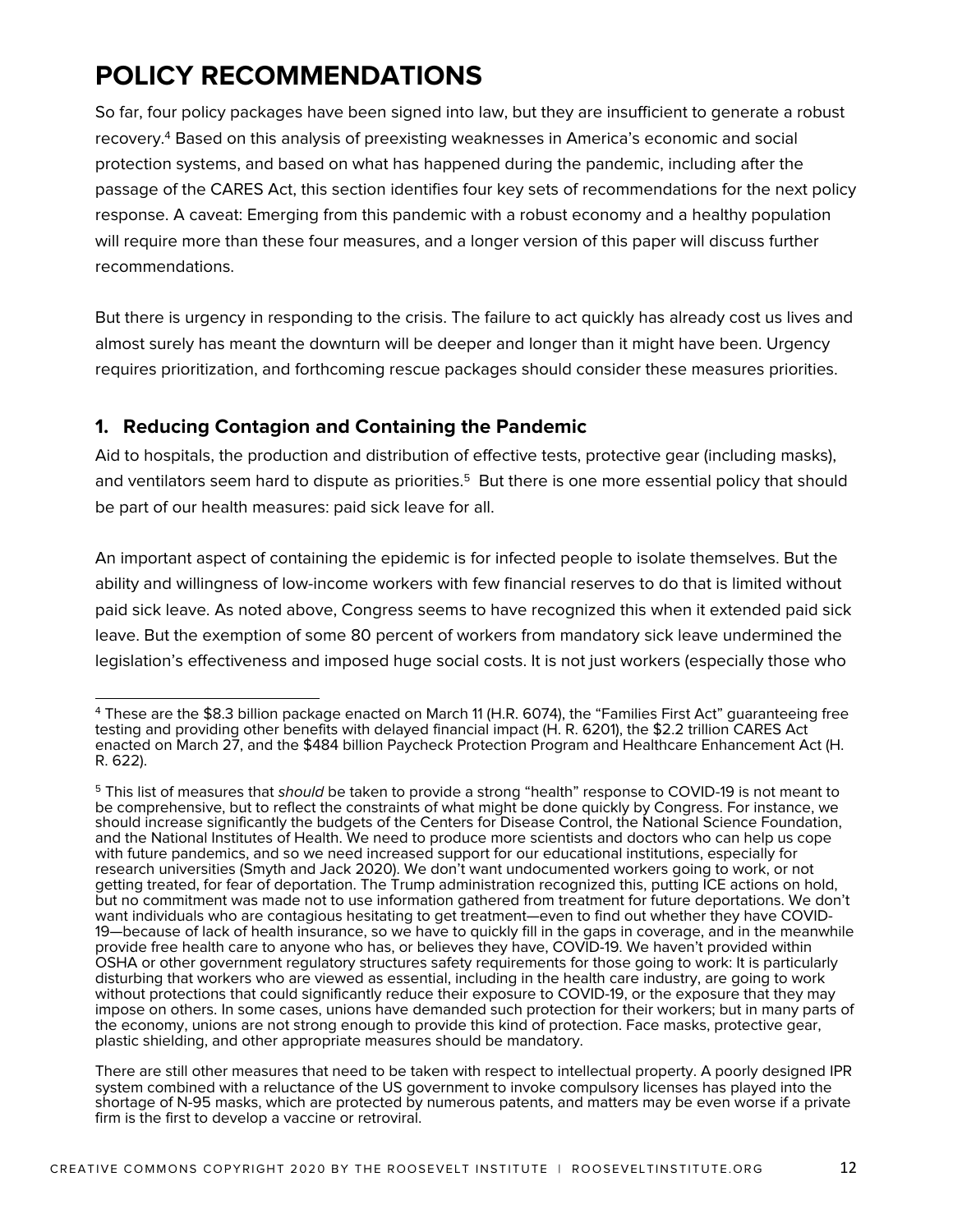# POLICY RECOMMENDATIONS

So far, four policy packages have been signed into law, but they are insufficient to generate a robust recovery.[4] Based on this analysis of preexisting weaknesses in America's economic and social protection systems, and based on what has happened during the pandemic, including after the passage of the CARES Act, this section identifies four key sets of recommendations for the next policy response. A caveat: Emerging from this pandemic with a robust economy and a healthy population will require more than these four measures, and a longer version of this paper will discuss further recommendations.

But there is urgency in responding to the crisis. The failure to act quickly has already cost us lives and almost surely has meant the downturn will be deeper and longer than it might have been. Urgency requires prioritization, and forthcoming rescue packages should consider these measures priorities.

### 1. Reducing Contagion and Containing the Pandemic

Aid to hospitals, the production and distribution of effective tests, protective gear (including masks), and ventilators seem hard to dispute as priorities.[5] But there is one more essential policy that should be part of our health measures: paid sick leave for all.

An important aspect of containing the epidemic is for infected people to isolate themselves. But the ability and willingness of low-income workers with few financial reserves to do that is limited without paid sick leave. As noted above, Congress seems to have recognized this when it extended paid sick leave. But the exemption of some 80 percent of workers from mandatory sick leave undermined the legislation's effectiveness and imposed huge social costs. It is not just workers (especially those who

---

[4] These are the $8.3 billion package enacted on March 11 (H.R. 6074), the "Families First Act" guaranteeing free testing and providing other benefits with delayed financial impact (H. R. 6201), the $2.2 trillion CARES Act enacted on March 27, and the $484 billion Paycheck Protection Program and Healthcare Enhancement Act (H. R. 622).

[5] This list of measures that *should* be taken to provide a strong "health" response to COVID-19 is not meant to be comprehensive, but to reflect the constraints of what might be done quickly by Congress. For instance, we should increase significantly the budgets of the Centers for Disease Control, the National Science Foundation, and the National Institutes of Health. We need to produce more scientists and doctors who can help us cope with future pandemics, and so we need increased support for our educational institutions, especially for research universities (Smyth and Jack 2020). We don't want undocumented workers going to work, or not getting treated, for fear of deportation. The Trump administration recognized this, putting ICE actions on hold, but no commitment was made not to use information gathered from treatment for future deportations. We don't want individuals who are contagious hesitating to get treatment—even to find out whether they have COVID-19—because of lack of health insurance, so we have to quickly fill in the gaps in coverage, and in the meanwhile provide free health care to anyone who has, or believes they have, COVID-19. We haven't provided within OSHA or other government regulatory structures safety requirements for those going to work: It is particularly disturbing that workers who are viewed as essential, including in the health care industry, are going to work without protections that could significantly reduce their exposure to COVID-19, or the exposure that they may impose on others. In some cases, unions have demanded such protection for their workers; but in many parts of the economy, unions are not strong enough to provide this kind of protection. Face masks, protective gear, plastic shielding, and other appropriate measures should be mandatory.

There are still other measures that need to be taken with respect to intellectual property. A poorly designed IPR system combined with a reluctance of the US government to invoke compulsory licenses has played into the shortage of N-95 masks, which are protected by numerous patents, and matters may be even worse if a private firm is the first to develop a vaccine or retroviral.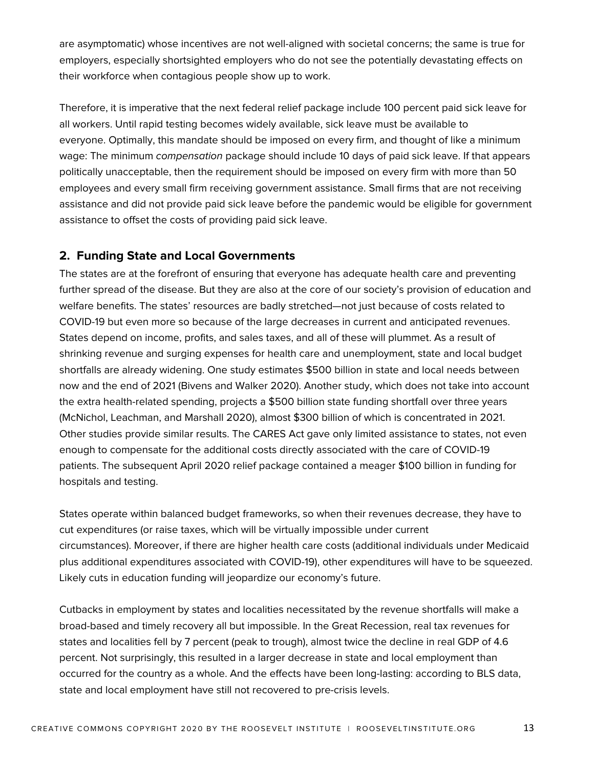are asymptomatic) whose incentives are not well-aligned with societal concerns; the same is true for employers, especially shortsighted employers who do not see the potentially devastating effects on their workforce when contagious people show up to work.

Therefore, it is imperative that the next federal relief package include 100 percent paid sick leave for all workers. Until rapid testing becomes widely available, sick leave must be available to everyone. Optimally, this mandate should be imposed on every firm, and thought of like a minimum wage: The minimum *compensation* package should include 10 days of paid sick leave. If that appears politically unacceptable, then the requirement should be imposed on every firm with more than 50 employees and every small firm receiving government assistance. Small firms that are not receiving assistance and did not provide paid sick leave before the pandemic would be eligible for government assistance to offset the costs of providing paid sick leave.

## 2. Funding State and Local Governments

The states are at the forefront of ensuring that everyone has adequate health care and preventing further spread of the disease. But they are also at the core of our society's provision of education and welfare benefits. The states' resources are badly stretched—not just because of costs related to COVID-19 but even more so because of the large decreases in current and anticipated revenues. States depend on income, profits, and sales taxes, and all of these will plummet. As a result of shrinking revenue and surging expenses for health care and unemployment, state and local budget shortfalls are already widening. One study estimates $500 billion in state and local needs between now and the end of 2021 (Bivens and Walker 2020). Another study, which does not take into account the extra health-related spending, projects a $500 billion state funding shortfall over three years (McNichol, Leachman, and Marshall 2020), almost $300 billion of which is concentrated in 2021. Other studies provide similar results. The CARES Act gave only limited assistance to states, not even enough to compensate for the additional costs directly associated with the care of COVID-19 patients. The subsequent April 2020 relief package contained a meager $100 billion in funding for hospitals and testing.

States operate within balanced budget frameworks, so when their revenues decrease, they have to cut expenditures (or raise taxes, which will be virtually impossible under current circumstances). Moreover, if there are higher health care costs (additional individuals under Medicaid plus additional expenditures associated with COVID-19), other expenditures will have to be squeezed. Likely cuts in education funding will jeopardize our economy's future.

Cutbacks in employment by states and localities necessitated by the revenue shortfalls will make a broad-based and timely recovery all but impossible. In the Great Recession, real tax revenues for states and localities fell by 7 percent (peak to trough), almost twice the decline in real GDP of 4.6 percent. Not surprisingly, this resulted in a larger decrease in state and local employment than occurred for the country as a whole. And the effects have been long-lasting: according to BLS data, state and local employment have still not recovered to pre-crisis levels.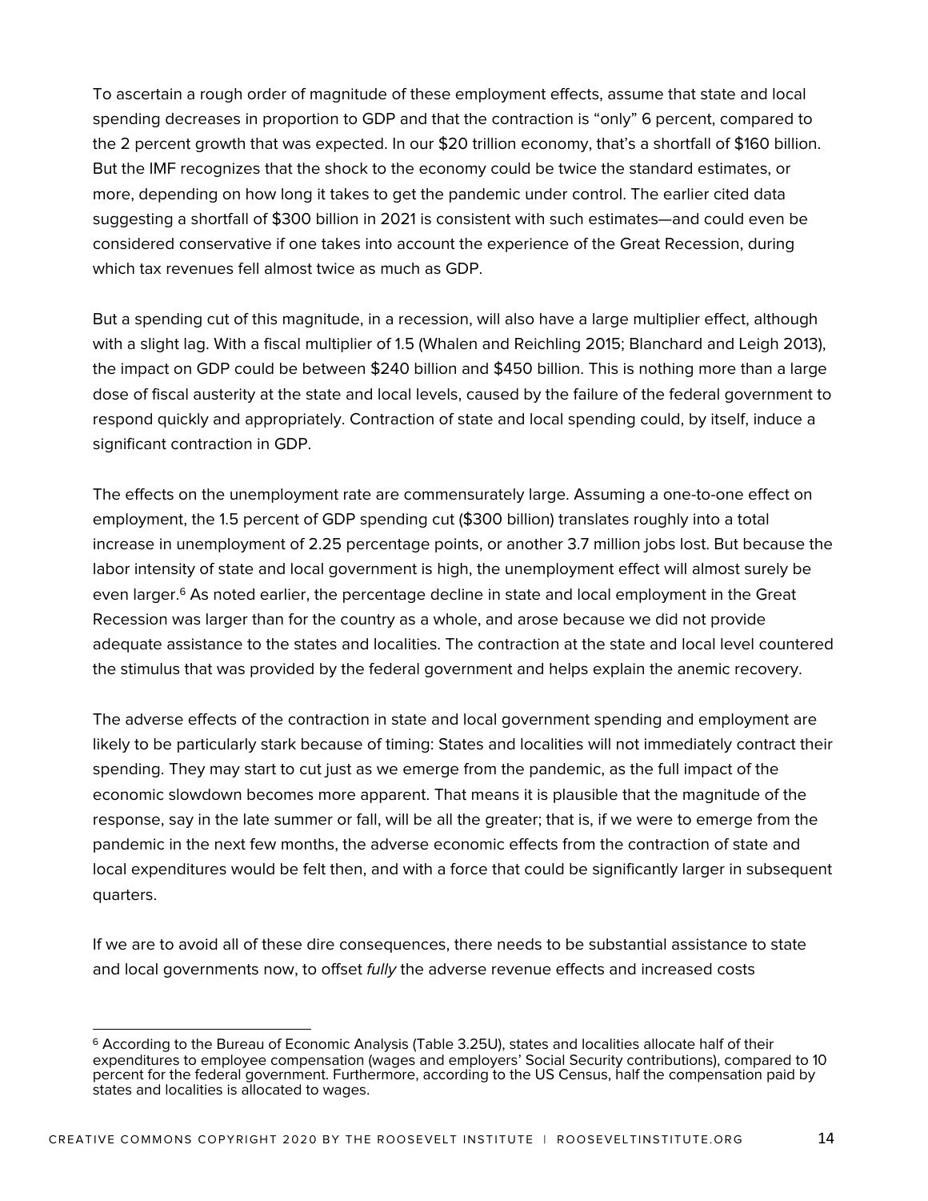To ascertain a rough order of magnitude of these employment effects, assume that state and local spending decreases in proportion to GDP and that the contraction is “only” 6 percent, compared to the 2 percent growth that was expected. In our $20 trillion economy, that’s a shortfall of $160 billion. But the IMF recognizes that the shock to the economy could be twice the standard estimates, or more, depending on how long it takes to get the pandemic under control. The earlier cited data suggesting a shortfall of $300 billion in 2021 is consistent with such estimates—and could even be considered conservative if one takes into account the experience of the Great Recession, during which tax revenues fell almost twice as much as GDP.

But a spending cut of this magnitude, in a recession, will also have a large multiplier effect, although with a slight lag. With a fiscal multiplier of 1.5 (Whalen and Reichling 2015; Blanchard and Leigh 2013), the impact on GDP could be between $240 billion and $450 billion. This is nothing more than a large dose of fiscal austerity at the state and local levels, caused by the failure of the federal government to respond quickly and appropriately. Contraction of state and local spending could, by itself, induce a significant contraction in GDP.

The effects on the unemployment rate are commensurately large. Assuming a one-to-one effect on employment, the 1.5 percent of GDP spending cut ($300 billion) translates roughly into a total increase in unemployment of 2.25 percentage points, or another 3.7 million jobs lost. But because the labor intensity of state and local government is high, the unemployment effect will almost surely be even larger.[6] As noted earlier, the percentage decline in state and local employment in the Great Recession was larger than for the country as a whole, and arose because we did not provide adequate assistance to the states and localities. The contraction at the state and local level countered the stimulus that was provided by the federal government and helps explain the anemic recovery.

The adverse effects of the contraction in state and local government spending and employment are likely to be particularly stark because of timing: States and localities will not immediately contract their spending. They may start to cut just as we emerge from the pandemic, as the full impact of the economic slowdown becomes more apparent. That means it is plausible that the magnitude of the response, say in the late summer or fall, will be all the greater; that is, if we were to emerge from the pandemic in the next few months, the adverse economic effects from the contraction of state and local expenditures would be felt then, and with a force that could be significantly larger in subsequent quarters.

If we are to avoid all of these dire consequences, there needs to be substantial assistance to state and local governments now, to offset *fully* the adverse revenue effects and increased costs

---

[6] According to the Bureau of Economic Analysis (Table 3.25U), states and localities allocate half of their expenditures to employee compensation (wages and employers’ Social Security contributions), compared to 10 percent for the federal government. Furthermore, according to the US Census, half the compensation paid by states and localities is allocated to wages.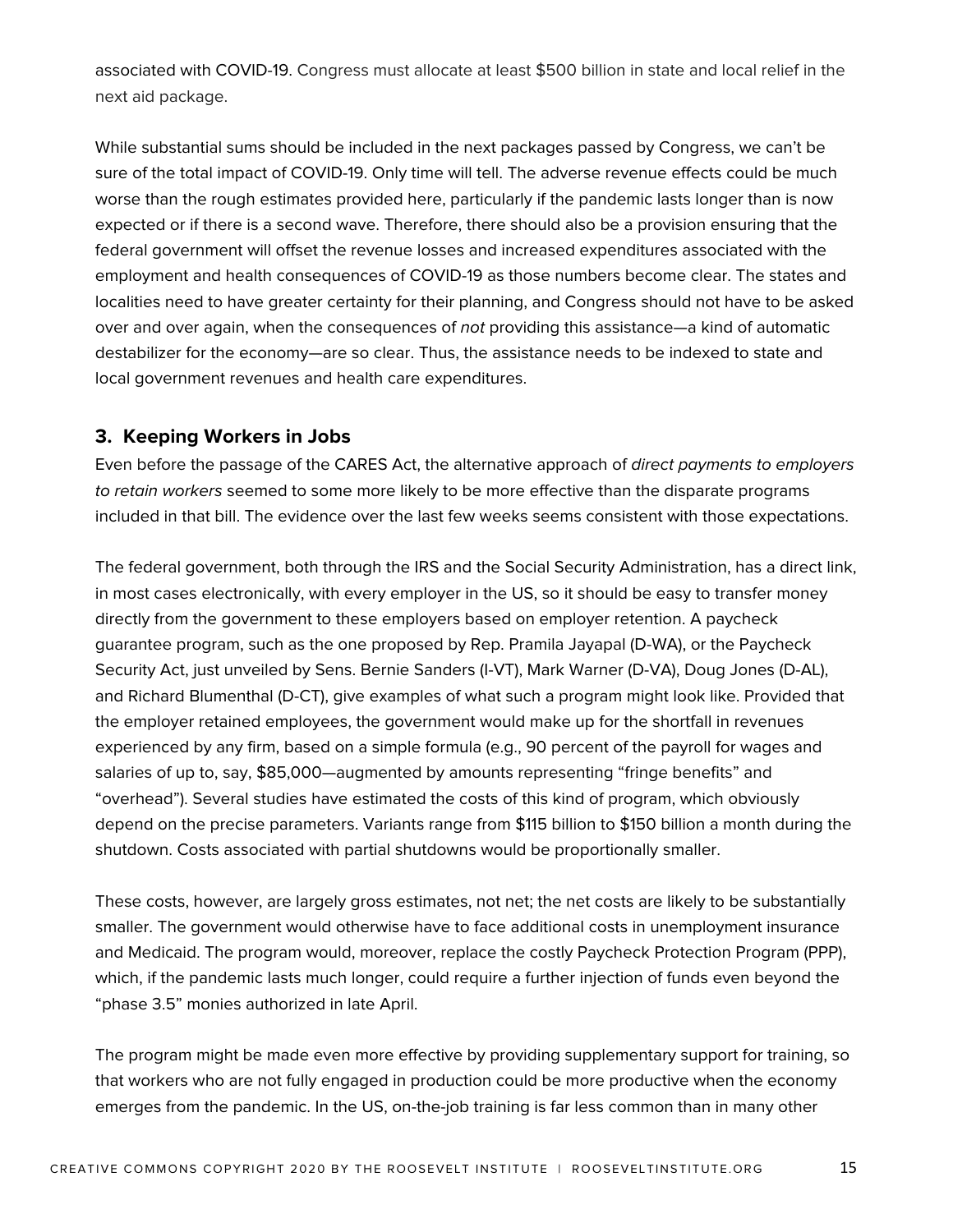associated with COVID-19. Congress must allocate at least $500 billion in state and local relief in the next aid package.

While substantial sums should be included in the next packages passed by Congress, we can't be sure of the total impact of COVID-19. Only time will tell. The adverse revenue effects could be much worse than the rough estimates provided here, particularly if the pandemic lasts longer than is now expected or if there is a second wave. Therefore, there should also be a provision ensuring that the federal government will offset the revenue losses and increased expenditures associated with the employment and health consequences of COVID-19 as those numbers become clear. The states and localities need to have greater certainty for their planning, and Congress should not have to be asked over and over again, when the consequences of *not* providing this assistance—a kind of automatic destabilizer for the economy—are so clear. Thus, the assistance needs to be indexed to state and local government revenues and health care expenditures.

### 3. Keeping Workers in Jobs

Even before the passage of the CARES Act, the alternative approach of *direct payments to employers to retain workers* seemed to some more likely to be more effective than the disparate programs included in that bill. The evidence over the last few weeks seems consistent with those expectations.

The federal government, both through the IRS and the Social Security Administration, has a direct link, in most cases electronically, with every employer in the US, so it should be easy to transfer money directly from the government to these employers based on employer retention. A paycheck guarantee program, such as the one proposed by Rep. Pramila Jayapal (D-WA), or the Paycheck Security Act, just unveiled by Sens. Bernie Sanders (I-VT), Mark Warner (D-VA), Doug Jones (D-AL), and Richard Blumenthal (D-CT), give examples of what such a program might look like. Provided that the employer retained employees, the government would make up for the shortfall in revenues experienced by any firm, based on a simple formula (e.g., 90 percent of the payroll for wages and salaries of up to, say, $85,000—augmented by amounts representing "fringe benefits" and "overhead"). Several studies have estimated the costs of this kind of program, which obviously depend on the precise parameters. Variants range from $115 billion to $150 billion a month during the shutdown. Costs associated with partial shutdowns would be proportionally smaller.

These costs, however, are largely gross estimates, not net; the net costs are likely to be substantially smaller. The government would otherwise have to face additional costs in unemployment insurance and Medicaid. The program would, moreover, replace the costly Paycheck Protection Program (PPP), which, if the pandemic lasts much longer, could require a further injection of funds even beyond the "phase 3.5" monies authorized in late April.

The program might be made even more effective by providing supplementary support for training, so that workers who are not fully engaged in production could be more productive when the economy emerges from the pandemic. In the US, on-the-job training is far less common than in many other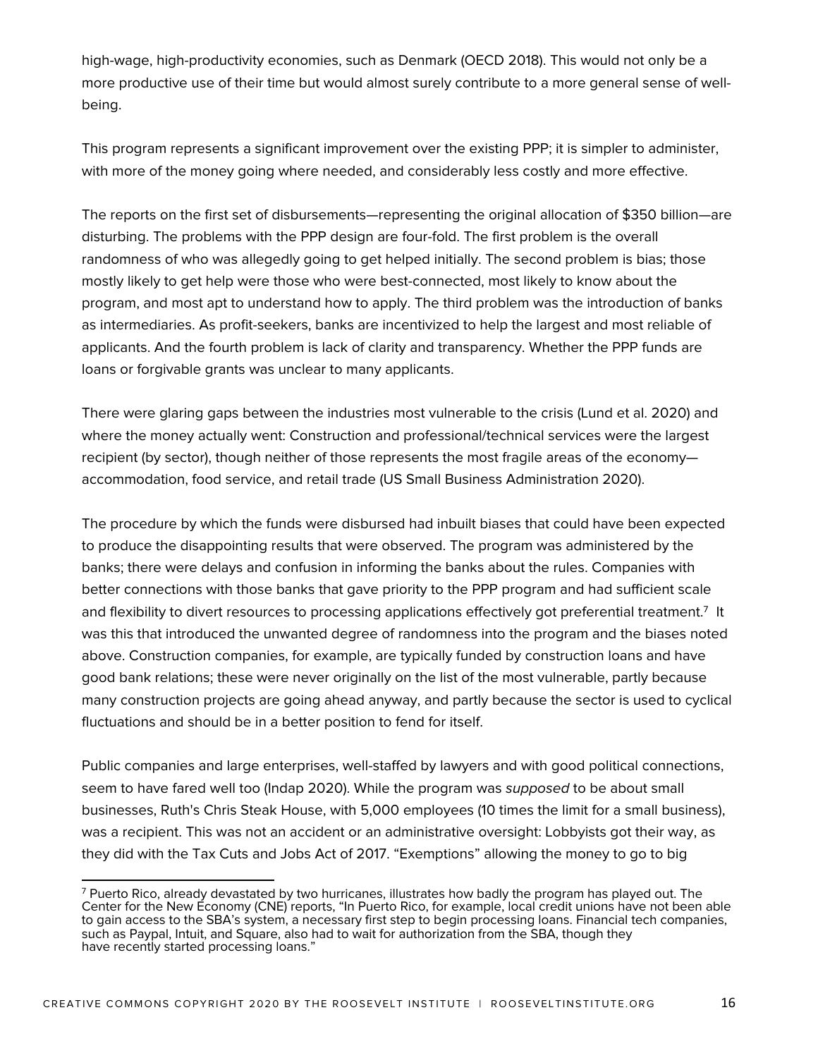high-wage, high-productivity economies, such as Denmark (OECD 2018). This would not only be a more productive use of their time but would almost surely contribute to a more general sense of well-being.

This program represents a significant improvement over the existing PPP; it is simpler to administer, with more of the money going where needed, and considerably less costly and more effective.

The reports on the first set of disbursements—representing the original allocation of $350 billion—are disturbing. The problems with the PPP design are four-fold. The first problem is the overall randomness of who was allegedly going to get helped initially. The second problem is bias; those mostly likely to get help were those who were best-connected, most likely to know about the program, and most apt to understand how to apply. The third problem was the introduction of banks as intermediaries. As profit-seekers, banks are incentivized to help the largest and most reliable of applicants. And the fourth problem is lack of clarity and transparency. Whether the PPP funds are loans or forgivable grants was unclear to many applicants.

There were glaring gaps between the industries most vulnerable to the crisis (Lund et al. 2020) and where the money actually went: Construction and professional/technical services were the largest recipient (by sector), though neither of those represents the most fragile areas of the economy—accommodation, food service, and retail trade (US Small Business Administration 2020).

The procedure by which the funds were disbursed had inbuilt biases that could have been expected to produce the disappointing results that were observed. The program was administered by the banks; there were delays and confusion in informing the banks about the rules. Companies with better connections with those banks that gave priority to the PPP program and had sufficient scale and flexibility to divert resources to processing applications effectively got preferential treatment.[7] It was this that introduced the unwanted degree of randomness into the program and the biases noted above. Construction companies, for example, are typically funded by construction loans and have good bank relations; these were never originally on the list of the most vulnerable, partly because many construction projects are going ahead anyway, and partly because the sector is used to cyclical fluctuations and should be in a better position to fend for itself.

Public companies and large enterprises, well-staffed by lawyers and with good political connections, seem to have fared well too (Indap 2020). While the program was *supposed* to be about small businesses, Ruth's Chris Steak House, with 5,000 employees (10 times the limit for a small business), was a recipient. This was not an accident or an administrative oversight: Lobbyists got their way, as they did with the Tax Cuts and Jobs Act of 2017. "Exemptions" allowing the money to go to big

[7] Puerto Rico, already devastated by two hurricanes, illustrates how badly the program has played out. The Center for the New Economy (CNE) reports, "In Puerto Rico, for example, local credit unions have not been able to gain access to the SBA's system, a necessary first step to begin processing loans. Financial tech companies, such as Paypal, Intuit, and Square, also had to wait for authorization from the SBA, though they have recently started processing loans."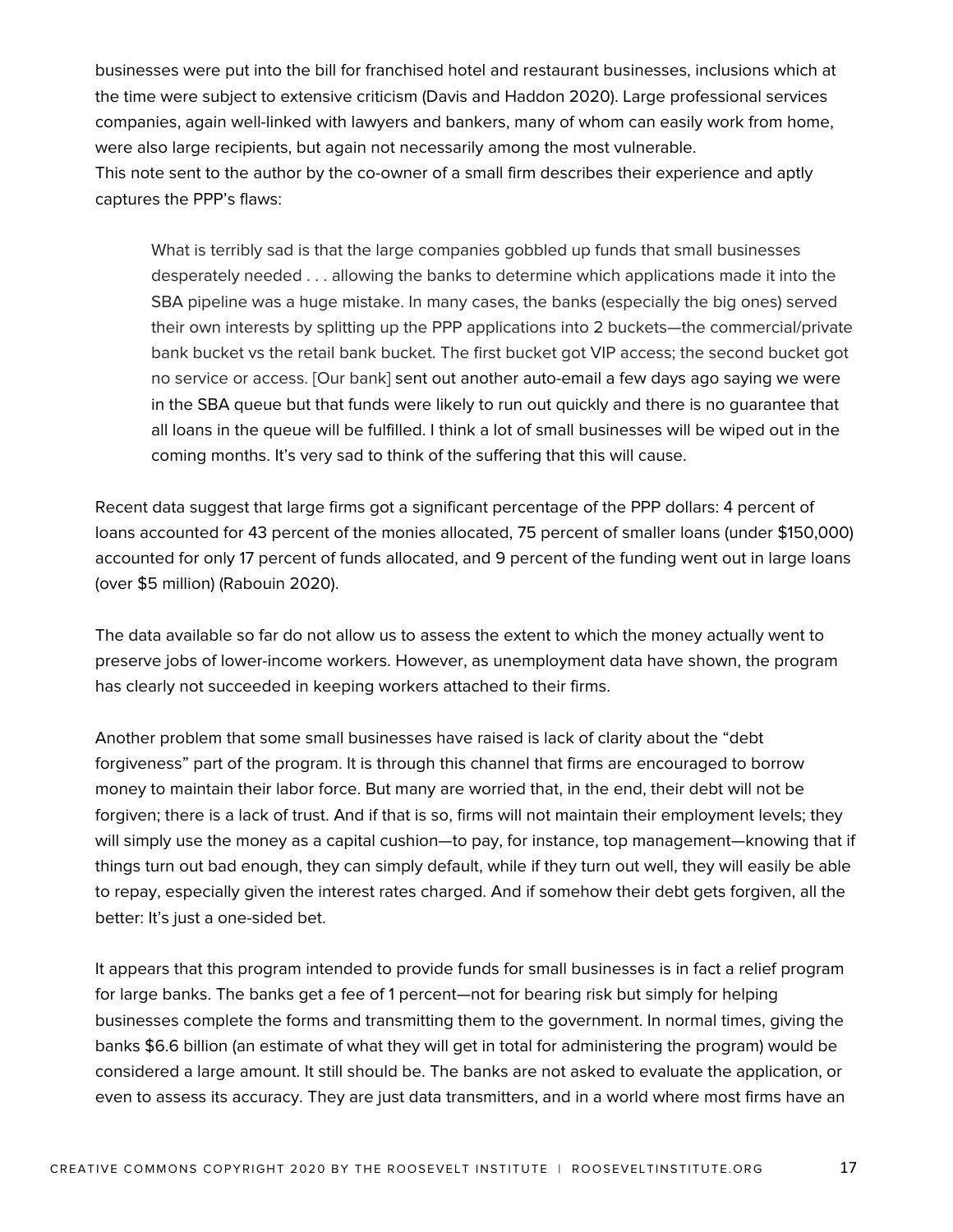businesses were put into the bill for franchised hotel and restaurant businesses, inclusions which at the time were subject to extensive criticism (Davis and Haddon 2020). Large professional services companies, again well-linked with lawyers and bankers, many of whom can easily work from home, were also large recipients, but again not necessarily among the most vulnerable.

This note sent to the author by the co-owner of a small firm describes their experience and aptly captures the PPP's flaws:

> What is terribly sad is that the large companies gobbled up funds that small businesses desperately needed . . . allowing the banks to determine which applications made it into the SBA pipeline was a huge mistake. In many cases, the banks (especially the big ones) served their own interests by splitting up the PPP applications into 2 buckets—the commercial/private bank bucket vs the retail bank bucket. The first bucket got VIP access; the second bucket got no service or access. [Our bank] sent out another auto-email a few days ago saying we were in the SBA queue but that funds were likely to run out quickly and there is no guarantee that all loans in the queue will be fulfilled. I think a lot of small businesses will be wiped out in the coming months. It's very sad to think of the suffering that this will cause.

Recent data suggest that large firms got a significant percentage of the PPP dollars: 4 percent of loans accounted for 43 percent of the monies allocated, 75 percent of smaller loans (under $150,000) accounted for only 17 percent of funds allocated, and 9 percent of the funding went out in large loans (over $5 million) (Rabouin 2020).

The data available so far do not allow us to assess the extent to which the money actually went to preserve jobs of lower-income workers. However, as unemployment data have shown, the program has clearly not succeeded in keeping workers attached to their firms.

Another problem that some small businesses have raised is lack of clarity about the "debt forgiveness" part of the program. It is through this channel that firms are encouraged to borrow money to maintain their labor force. But many are worried that, in the end, their debt will not be forgiven; there is a lack of trust. And if that is so, firms will not maintain their employment levels; they will simply use the money as a capital cushion—to pay, for instance, top management—knowing that if things turn out bad enough, they can simply default, while if they turn out well, they will easily be able to repay, especially given the interest rates charged. And if somehow their debt gets forgiven, all the better: It's just a one-sided bet.

It appears that this program intended to provide funds for small businesses is in fact a relief program for large banks. The banks get a fee of 1 percent—not for bearing risk but simply for helping businesses complete the forms and transmitting them to the government. In normal times, giving the banks $6.6 billion (an estimate of what they will get in total for administering the program) would be considered a large amount. It still should be. The banks are not asked to evaluate the application, or even to assess its accuracy. They are just data transmitters, and in a world where most firms have an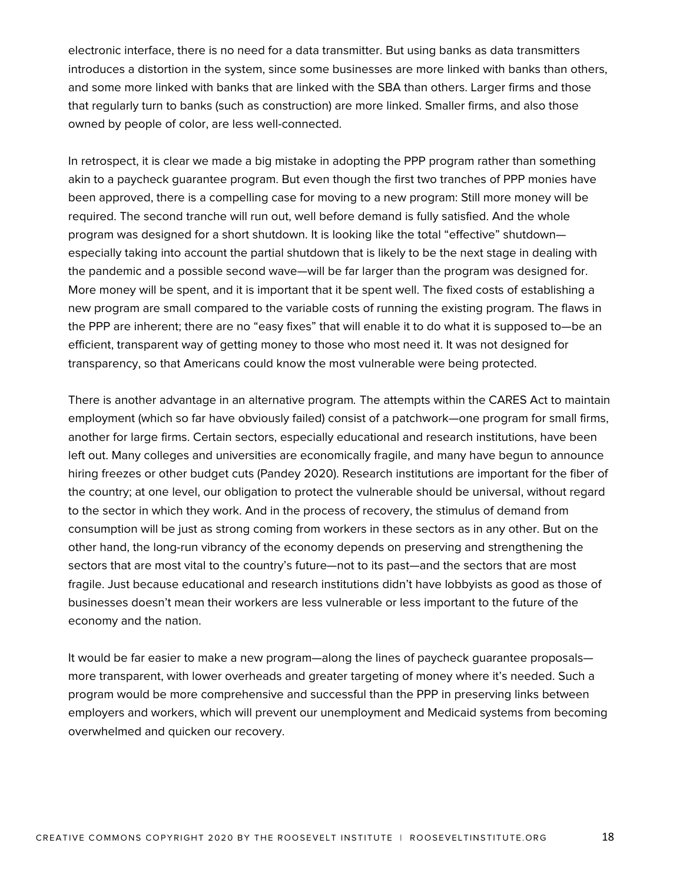electronic interface, there is no need for a data transmitter. But using banks as data transmitters introduces a distortion in the system, since some businesses are more linked with banks than others, and some more linked with banks that are linked with the SBA than others. Larger firms and those that regularly turn to banks (such as construction) are more linked. Smaller firms, and also those owned by people of color, are less well-connected.

In retrospect, it is clear we made a big mistake in adopting the PPP program rather than something akin to a paycheck guarantee program. But even though the first two tranches of PPP monies have been approved, there is a compelling case for moving to a new program: Still more money will be required. The second tranche will run out, well before demand is fully satisfied. And the whole program was designed for a short shutdown. It is looking like the total "effective" shutdown—especially taking into account the partial shutdown that is likely to be the next stage in dealing with the pandemic and a possible second wave—will be far larger than the program was designed for. More money will be spent, and it is important that it be spent well. The fixed costs of establishing a new program are small compared to the variable costs of running the existing program. The flaws in the PPP are inherent; there are no "easy fixes" that will enable it to do what it is supposed to—be an efficient, transparent way of getting money to those who most need it. It was not designed for transparency, so that Americans could know the most vulnerable were being protected.

There is another advantage in an alternative program. The attempts within the CARES Act to maintain employment (which so far have obviously failed) consist of a patchwork—one program for small firms, another for large firms. Certain sectors, especially educational and research institutions, have been left out. Many colleges and universities are economically fragile, and many have begun to announce hiring freezes or other budget cuts (Pandey 2020). Research institutions are important for the fiber of the country; at one level, our obligation to protect the vulnerable should be universal, without regard to the sector in which they work. And in the process of recovery, the stimulus of demand from consumption will be just as strong coming from workers in these sectors as in any other. But on the other hand, the long-run vibrancy of the economy depends on preserving and strengthening the sectors that are most vital to the country's future—not to its past—and the sectors that are most fragile. Just because educational and research institutions didn't have lobbyists as good as those of businesses doesn't mean their workers are less vulnerable or less important to the future of the economy and the nation.

It would be far easier to make a new program—along the lines of paycheck guarantee proposals—more transparent, with lower overheads and greater targeting of money where it's needed. Such a program would be more comprehensive and successful than the PPP in preserving links between employers and workers, which will prevent our unemployment and Medicaid systems from becoming overwhelmed and quicken our recovery.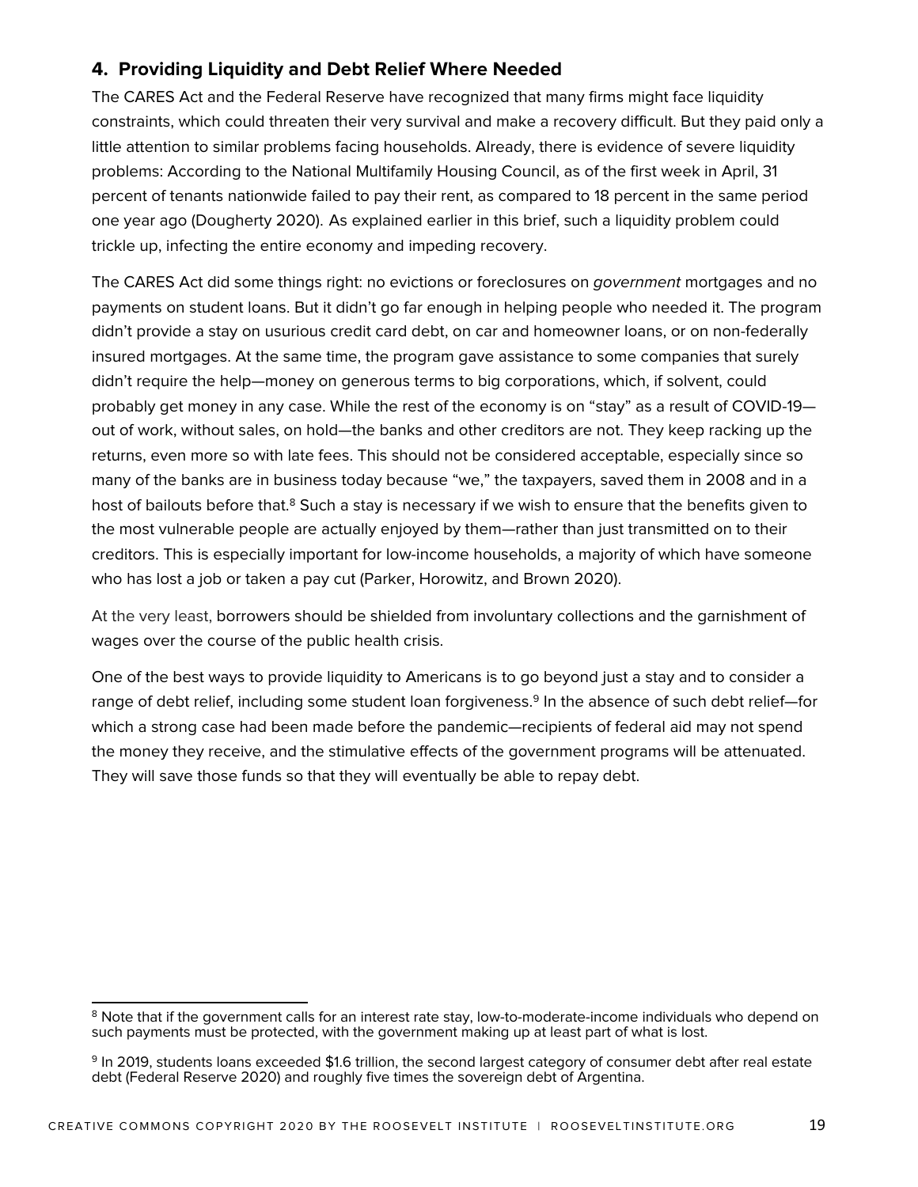## 4. Providing Liquidity and Debt Relief Where Needed

The CARES Act and the Federal Reserve have recognized that many firms might face liquidity constraints, which could threaten their very survival and make a recovery difficult. But they paid only a little attention to similar problems facing households. Already, there is evidence of severe liquidity problems: According to the National Multifamily Housing Council, as of the first week in April, 31 percent of tenants nationwide failed to pay their rent, as compared to 18 percent in the same period one year ago (Dougherty 2020). As explained earlier in this brief, such a liquidity problem could trickle up, infecting the entire economy and impeding recovery.

The CARES Act did some things right: no evictions or foreclosures on *government* mortgages and no payments on student loans. But it didn't go far enough in helping people who needed it. The program didn't provide a stay on usurious credit card debt, on car and homeowner loans, or on non-federally insured mortgages. At the same time, the program gave assistance to some companies that surely didn't require the help—money on generous terms to big corporations, which, if solvent, could probably get money in any case. While the rest of the economy is on "stay" as a result of COVID-19—out of work, without sales, on hold—the banks and other creditors are not. They keep racking up the returns, even more so with late fees. This should not be considered acceptable, especially since so many of the banks are in business today because "we," the taxpayers, saved them in 2008 and in a host of bailouts before that.[8] Such a stay is necessary if we wish to ensure that the benefits given to the most vulnerable people are actually enjoyed by them—rather than just transmitted on to their creditors. This is especially important for low-income households, a majority of which have someone who has lost a job or taken a pay cut (Parker, Horowitz, and Brown 2020).

At the very least, borrowers should be shielded from involuntary collections and the garnishment of wages over the course of the public health crisis.

One of the best ways to provide liquidity to Americans is to go beyond just a stay and to consider a range of debt relief, including some student loan forgiveness.[9] In the absence of such debt relief—for which a strong case had been made before the pandemic—recipients of federal aid may not spend the money they receive, and the stimulative effects of the government programs will be attenuated. They will save those funds so that they will eventually be able to repay debt.

---

[8] Note that if the government calls for an interest rate stay, low-to-moderate-income individuals who depend on such payments must be protected, with the government making up at least part of what is lost.

[9] In 2019, students loans exceeded $1.6 trillion, the second largest category of consumer debt after real estate debt (Federal Reserve 2020) and roughly five times the sovereign debt of Argentina.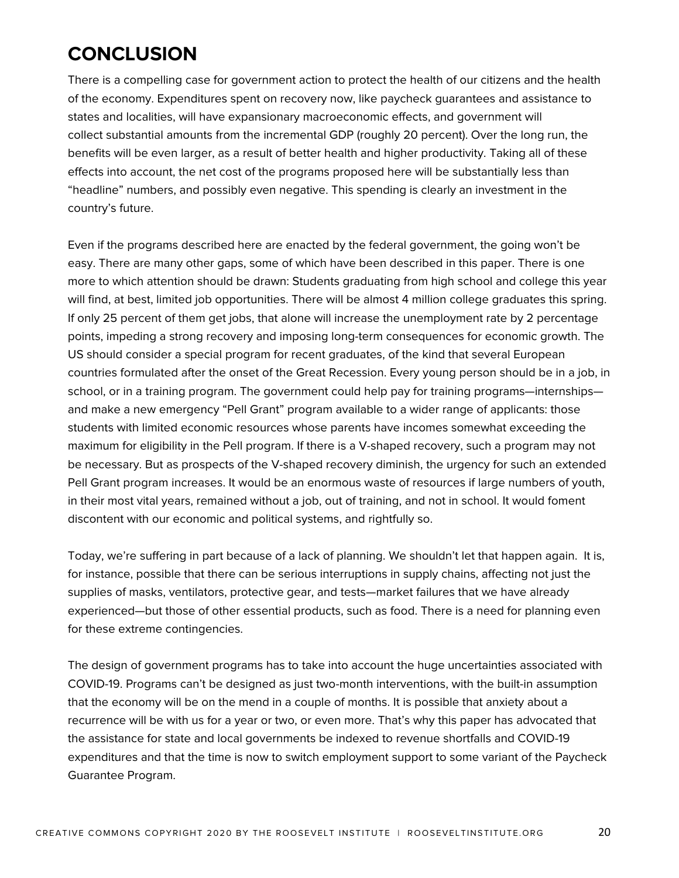## CONCLUSION

There is a compelling case for government action to protect the health of our citizens and the health of the economy. Expenditures spent on recovery now, like paycheck guarantees and assistance to states and localities, will have expansionary macroeconomic effects, and government will collect substantial amounts from the incremental GDP (roughly 20 percent). Over the long run, the benefits will be even larger, as a result of better health and higher productivity. Taking all of these effects into account, the net cost of the programs proposed here will be substantially less than "headline" numbers, and possibly even negative. This spending is clearly an investment in the country's future.

Even if the programs described here are enacted by the federal government, the going won't be easy. There are many other gaps, some of which have been described in this paper. There is one more to which attention should be drawn: Students graduating from high school and college this year will find, at best, limited job opportunities. There will be almost 4 million college graduates this spring. If only 25 percent of them get jobs, that alone will increase the unemployment rate by 2 percentage points, impeding a strong recovery and imposing long-term consequences for economic growth. The US should consider a special program for recent graduates, of the kind that several European countries formulated after the onset of the Great Recession. Every young person should be in a job, in school, or in a training program. The government could help pay for training programs—internships—and make a new emergency "Pell Grant" program available to a wider range of applicants: those students with limited economic resources whose parents have incomes somewhat exceeding the maximum for eligibility in the Pell program. If there is a V-shaped recovery, such a program may not be necessary. But as prospects of the V-shaped recovery diminish, the urgency for such an extended Pell Grant program increases. It would be an enormous waste of resources if large numbers of youth, in their most vital years, remained without a job, out of training, and not in school. It would foment discontent with our economic and political systems, and rightfully so.

Today, we're suffering in part because of a lack of planning. We shouldn't let that happen again. It is, for instance, possible that there can be serious interruptions in supply chains, affecting not just the supplies of masks, ventilators, protective gear, and tests—market failures that we have already experienced—but those of other essential products, such as food. There is a need for planning even for these extreme contingencies.

The design of government programs has to take into account the huge uncertainties associated with COVID-19. Programs can't be designed as just two-month interventions, with the built-in assumption that the economy will be on the mend in a couple of months. It is possible that anxiety about a recurrence will be with us for a year or two, or even more. That's why this paper has advocated that the assistance for state and local governments be indexed to revenue shortfalls and COVID-19 expenditures and that the time is now to switch employment support to some variant of the Paycheck Guarantee Program.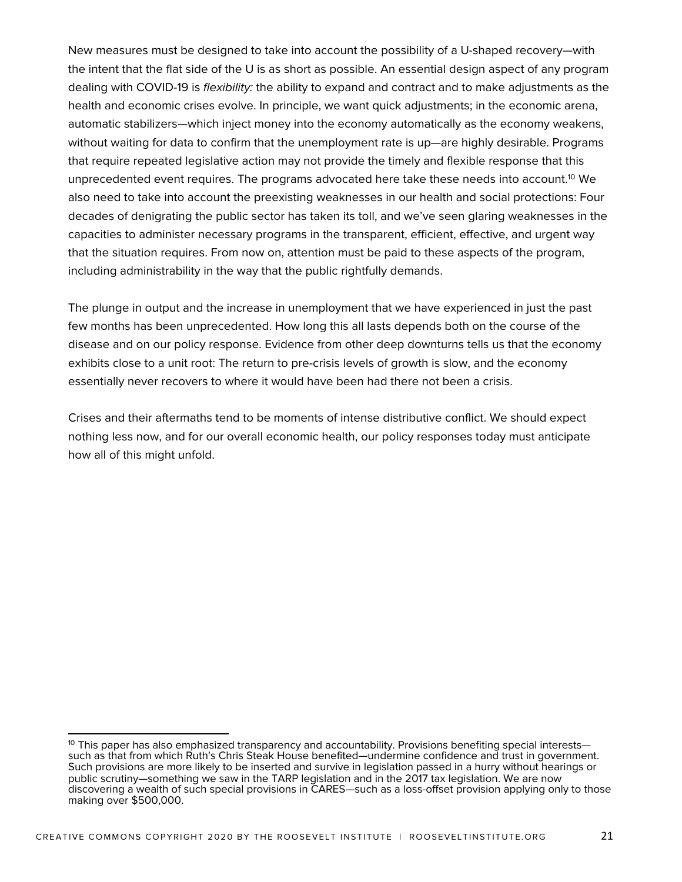New measures must be designed to take into account the possibility of a U-shaped recovery—with the intent that the flat side of the U is as short as possible. An essential design aspect of any program dealing with COVID-19 is *flexibility:* the ability to expand and contract and to make adjustments as the health and economic crises evolve. In principle, we want quick adjustments; in the economic arena, automatic stabilizers—which inject money into the economy automatically as the economy weakens, without waiting for data to confirm that the unemployment rate is up—are highly desirable. Programs that require repeated legislative action may not provide the timely and flexible response that this unprecedented event requires. The programs advocated here take these needs into account.[10] We also need to take into account the preexisting weaknesses in our health and social protections: Four decades of denigrating the public sector has taken its toll, and we've seen glaring weaknesses in the capacities to administer necessary programs in the transparent, efficient, effective, and urgent way that the situation requires. From now on, attention must be paid to these aspects of the program, including administrability in the way that the public rightfully demands.

The plunge in output and the increase in unemployment that we have experienced in just the past few months has been unprecedented. How long this all lasts depends both on the course of the disease and on our policy response. Evidence from other deep downturns tells us that the economy exhibits close to a unit root: The return to pre-crisis levels of growth is slow, and the economy essentially never recovers to where it would have been had there not been a crisis.

Crises and their aftermaths tend to be moments of intense distributive conflict. We should expect nothing less now, and for our overall economic health, our policy responses today must anticipate how all of this might unfold.

---

[10] This paper has also emphasized transparency and accountability. Provisions benefiting special interests—such as that from which Ruth's Chris Steak House benefited—undermine confidence and trust in government. Such provisions are more likely to be inserted and survive in legislation passed in a hurry without hearings or public scrutiny—something we saw in the TARP legislation and in the 2017 tax legislation. We are now discovering a wealth of such special provisions in CARES—such as a loss-offset provision applying only to those making over $500,000.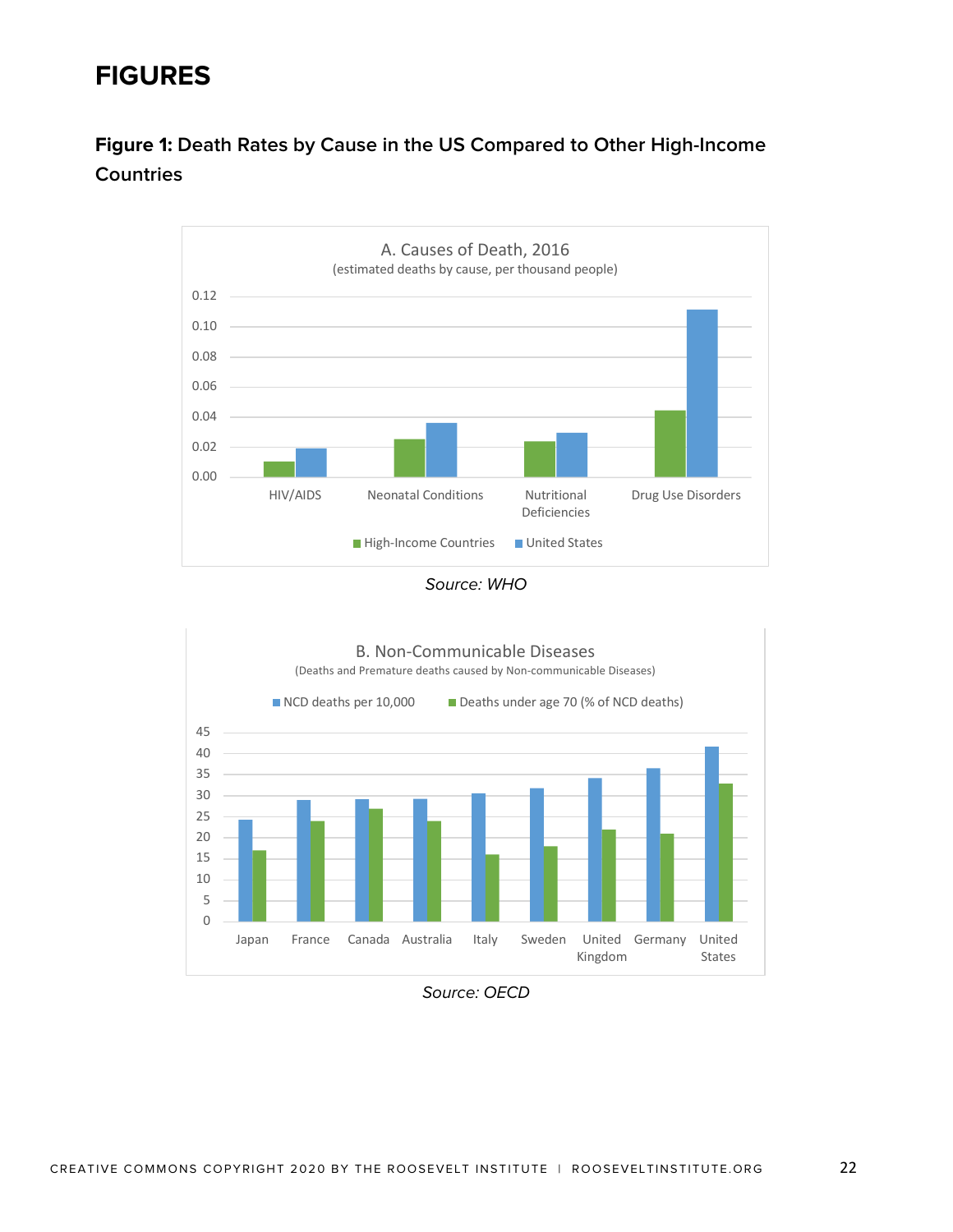# FIGURES

### Figure 1: Death Rates by Cause in the US Compared to Other High-Income Countries

A. Causes of Death, 2016
(estimated deaths by cause, per thousand people)

*Source: WHO*

B. Non-Communicable Diseases
(Deaths and Premature deaths caused by Non-communicable Diseases)

*Source: OECD*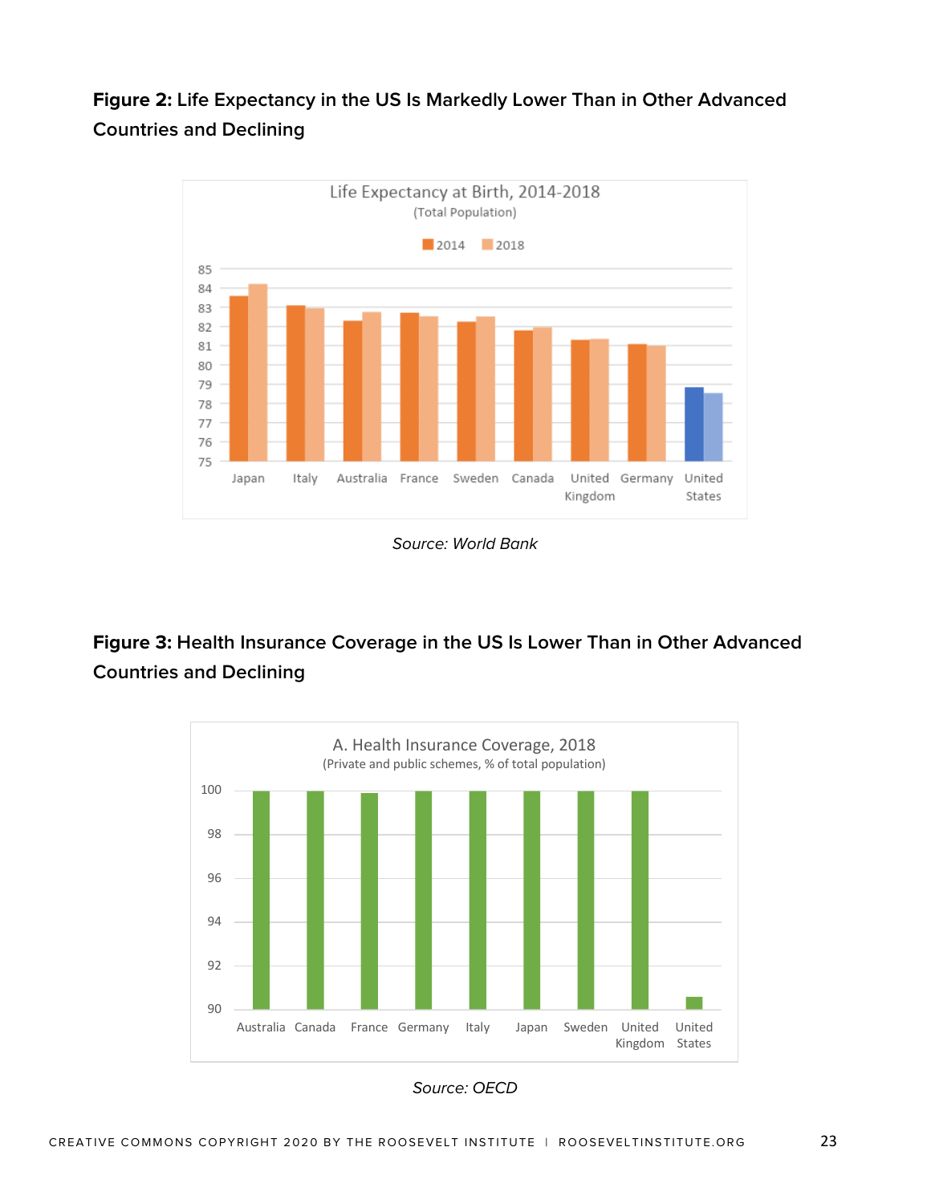**Figure 2:** Life Expectancy in the US Is Markedly Lower Than in Other Advanced Countries and Declining

*Source: World Bank*

**Figure 3:** Health Insurance Coverage in the US Is Lower Than in Other Advanced Countries and Declining

*Source: OECD*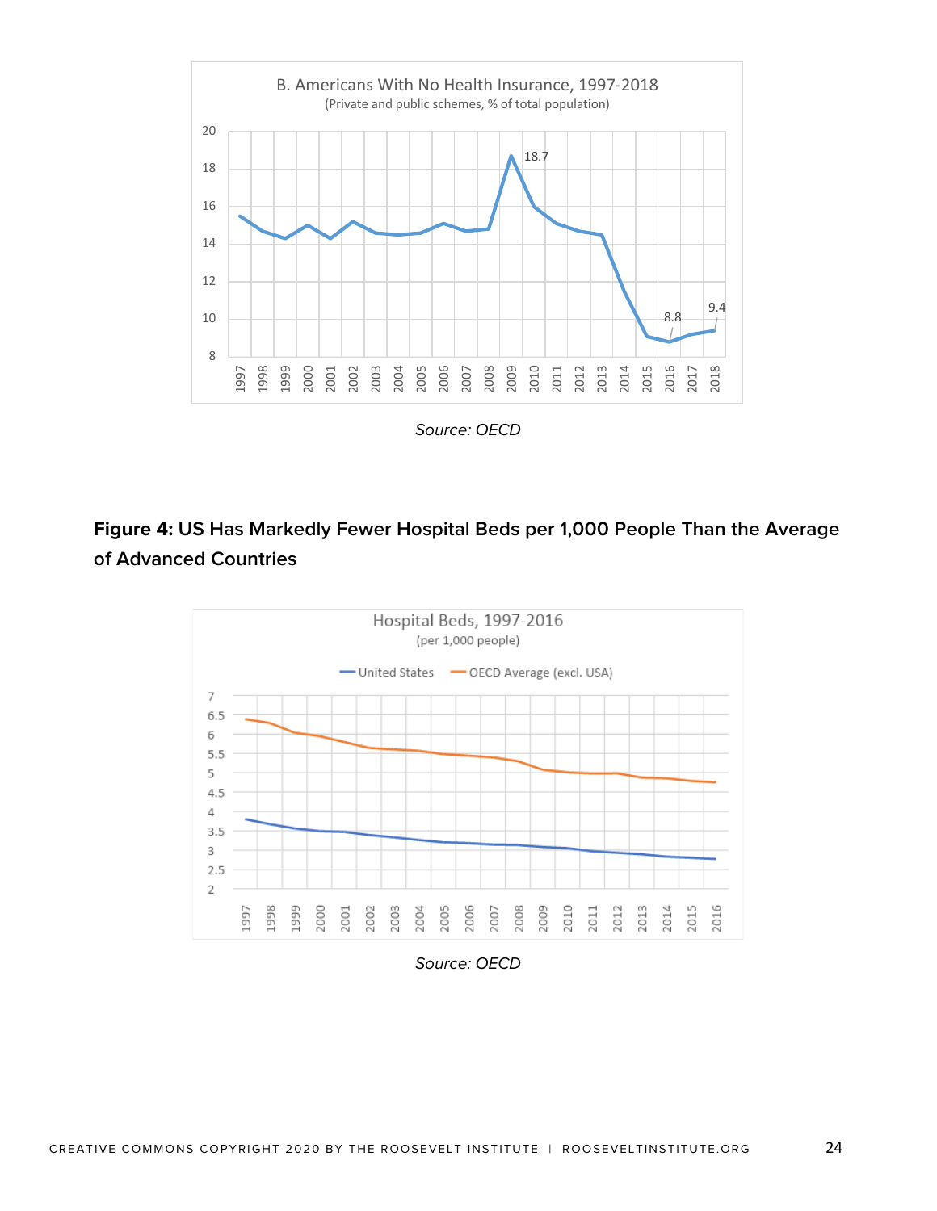B. Americans With No Health Insurance, 1997-2018
(Private and public schemes, % of total population)

*Source: OECD*

**Figure 4:** US Has Markedly Fewer Hospital Beds per 1,000 People Than the Average of Advanced Countries

Hospital Beds, 1997-2016
(per 1,000 people)

*Source: OECD*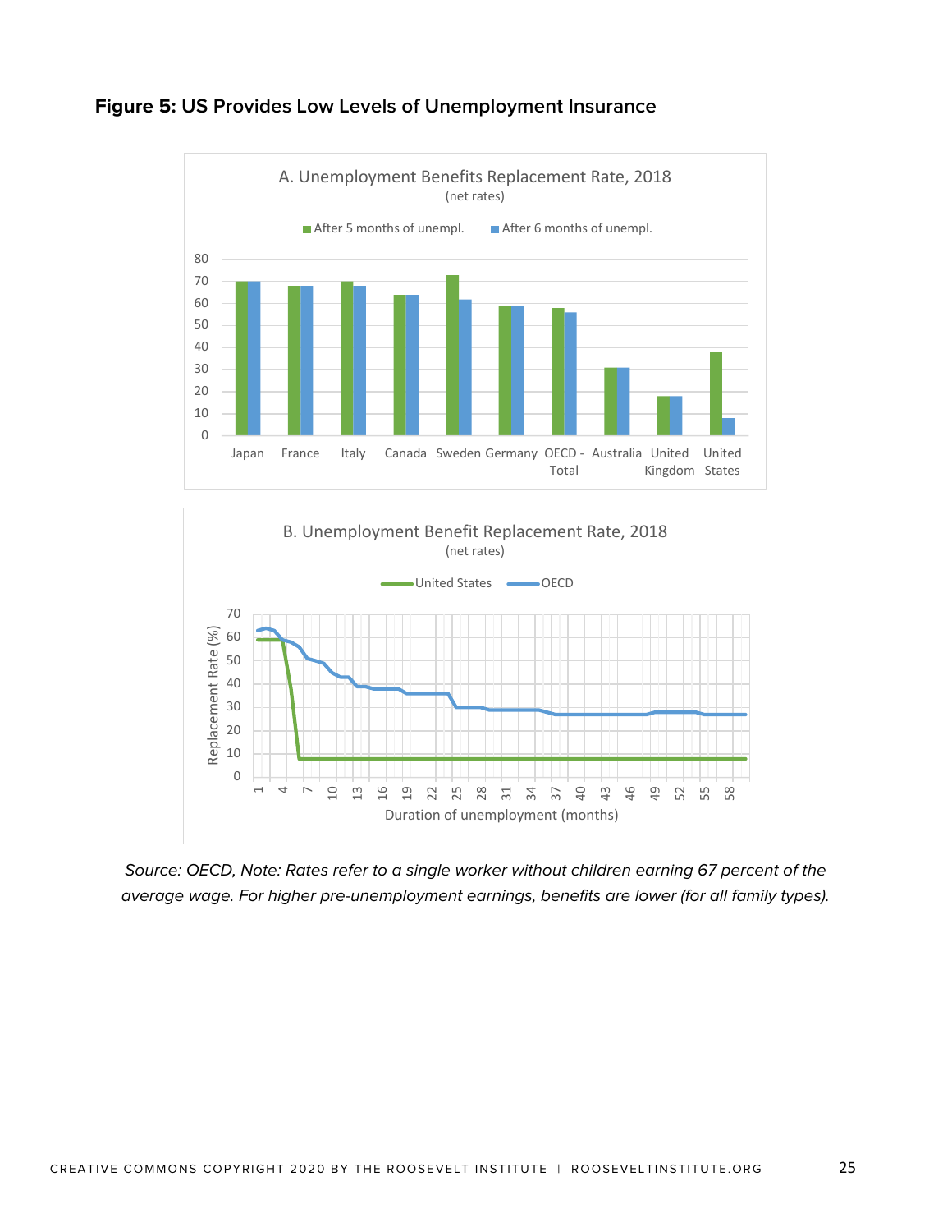**Figure 5: US Provides Low Levels of Unemployment Insurance**

A. Unemployment Benefits Replacement Rate, 2018
(net rates)

After 5 months of unempl. | After 6 months of unempl.

Japan, France, Italy, Canada, Sweden, Germany, OECD - Total, Australia, United Kingdom, United States

B. Unemployment Benefit Replacement Rate, 2018
(net rates)

United States | OECD

Replacement Rate (%)

Duration of unemployment (months)

*Source: OECD, Note: Rates refer to a single worker without children earning 67 percent of the average wage. For higher pre-unemployment earnings, benefits are lower (for all family types).*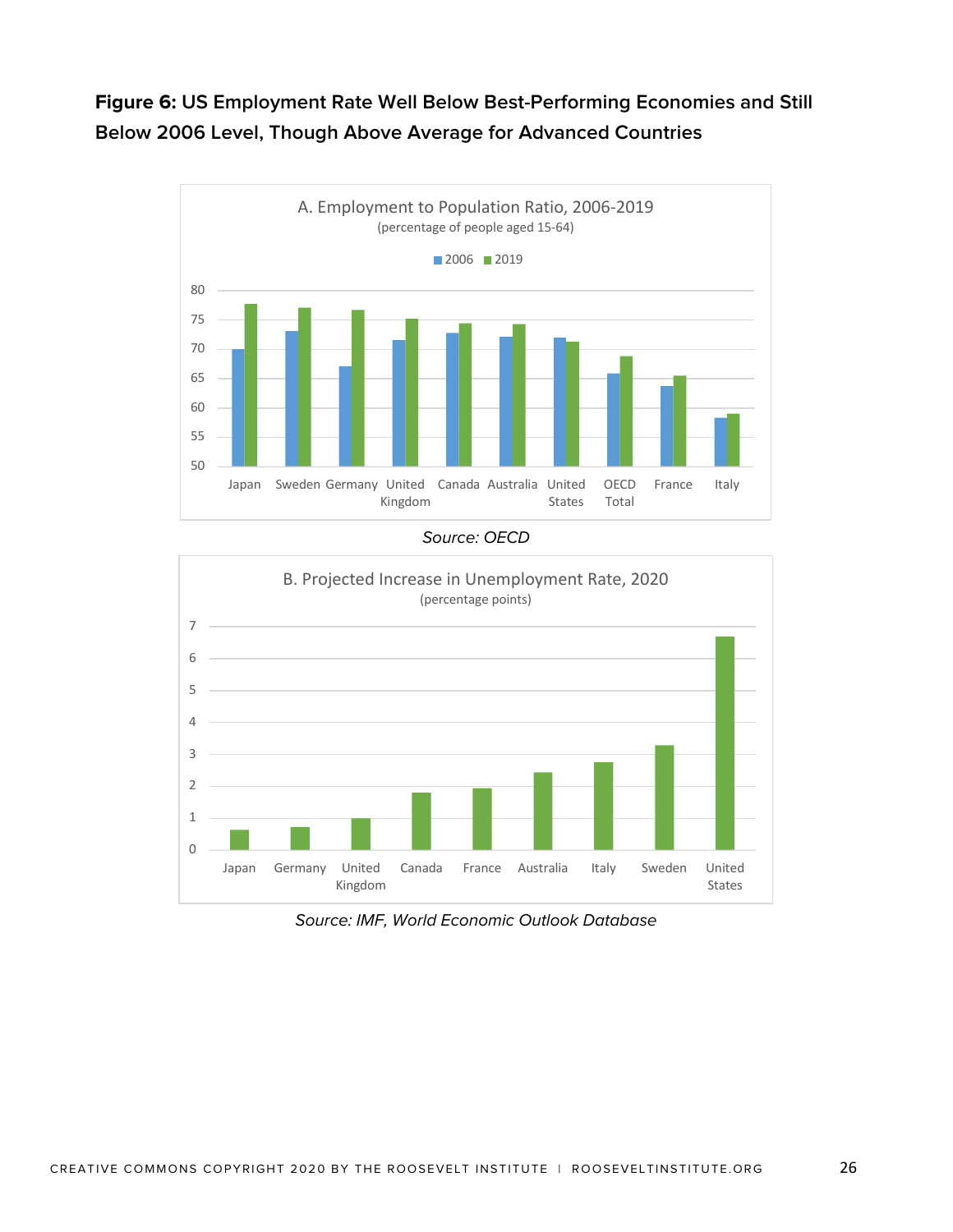**Figure 6:** US Employment Rate Well Below Best-Performing Economies and Still Below 2006 Level, Though Above Average for Advanced Countries

A. Employment to Population Ratio, 2006-2019
(percentage of people aged 15-64)

*Source: OECD*

B. Projected Increase in Unemployment Rate, 2020
(percentage points)

*Source: IMF, World Economic Outlook Database*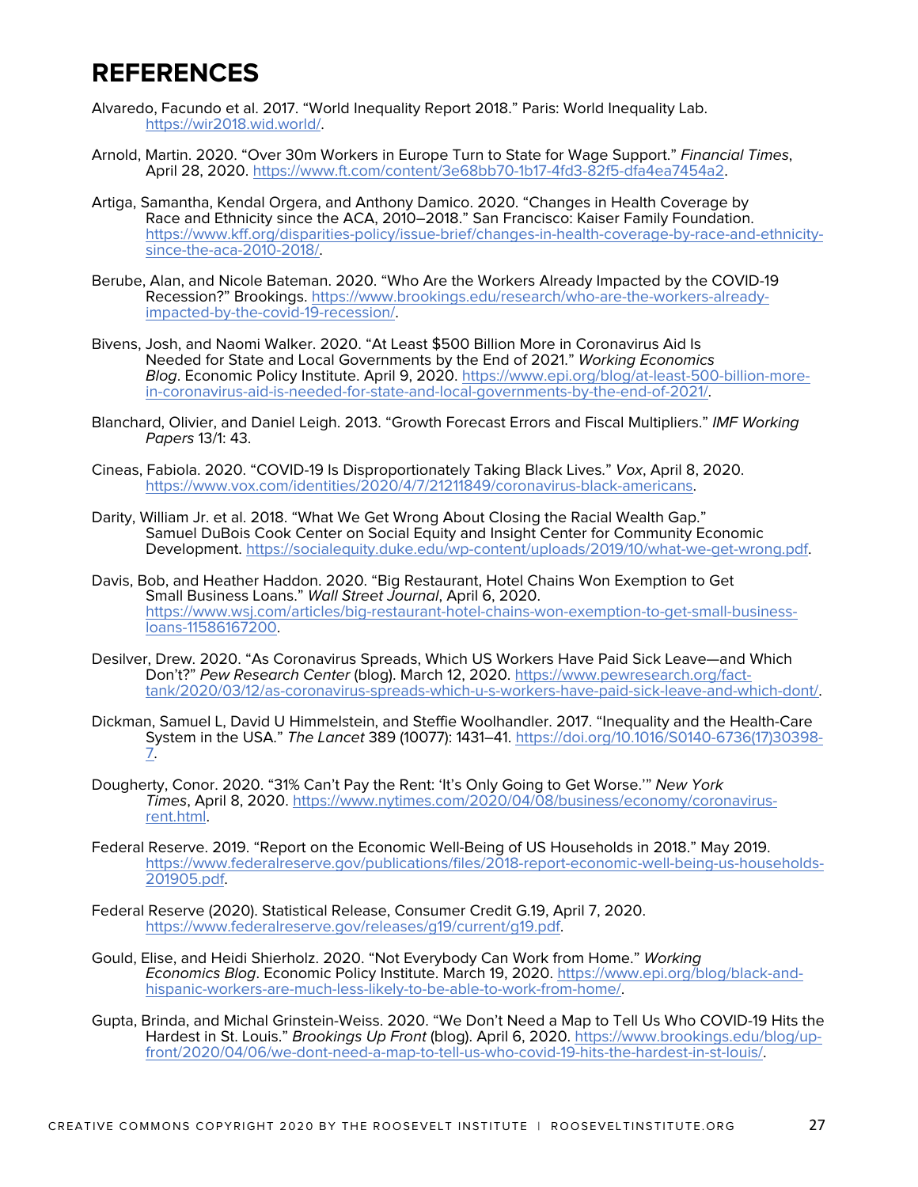# REFERENCES

Alvaredo, Facundo et al. 2017. “World Inequality Report 2018.” Paris: World Inequality Lab. https://wir2018.wid.world/.

Arnold, Martin. 2020. “Over 30m Workers in Europe Turn to State for Wage Support.” *Financial Times*, April 28, 2020. https://www.ft.com/content/3e68bb70-1b17-4fd3-82f5-dfa4ea7454a2.

Artiga, Samantha, Kendal Orgera, and Anthony Damico. 2020. “Changes in Health Coverage by Race and Ethnicity since the ACA, 2010–2018.” San Francisco: Kaiser Family Foundation. https://www.kff.org/disparities-policy/issue-brief/changes-in-health-coverage-by-race-and-ethnicity-since-the-aca-2010-2018/.

Berube, Alan, and Nicole Bateman. 2020. “Who Are the Workers Already Impacted by the COVID-19 Recession?” Brookings. https://www.brookings.edu/research/who-are-the-workers-already-impacted-by-the-covid-19-recession/.

Bivens, Josh, and Naomi Walker. 2020. “At Least $500 Billion More in Coronavirus Aid Is Needed for State and Local Governments by the End of 2021.” *Working Economics Blog*. Economic Policy Institute. April 9, 2020. https://www.epi.org/blog/at-least-500-billion-more-in-coronavirus-aid-is-needed-for-state-and-local-governments-by-the-end-of-2021/.

Blanchard, Olivier, and Daniel Leigh. 2013. “Growth Forecast Errors and Fiscal Multipliers.” *IMF Working Papers* 13/1: 43.

Cineas, Fabiola. 2020. “COVID-19 Is Disproportionately Taking Black Lives.” *Vox*, April 8, 2020. https://www.vox.com/identities/2020/4/7/21211849/coronavirus-black-americans.

Darity, William Jr. et al. 2018. “What We Get Wrong About Closing the Racial Wealth Gap.” Samuel DuBois Cook Center on Social Equity and Insight Center for Community Economic Development. https://socialequity.duke.edu/wp-content/uploads/2019/10/what-we-get-wrong.pdf.

Davis, Bob, and Heather Haddon. 2020. “Big Restaurant, Hotel Chains Won Exemption to Get Small Business Loans.” *Wall Street Journal*, April 6, 2020. https://www.wsj.com/articles/big-restaurant-hotel-chains-won-exemption-to-get-small-business-loans-11586167200.

Desilver, Drew. 2020. “As Coronavirus Spreads, Which US Workers Have Paid Sick Leave—and Which Don’t?” *Pew Research Center* (blog). March 12, 2020. https://www.pewresearch.org/fact-tank/2020/03/12/as-coronavirus-spreads-which-u-s-workers-have-paid-sick-leave-and-which-dont/.

Dickman, Samuel L, David U Himmelstein, and Steffie Woolhandler. 2017. “Inequality and the Health-Care System in the USA.” *The Lancet* 389 (10077): 1431–41. https://doi.org/10.1016/S0140-6736(17)30398-7.

Dougherty, Conor. 2020. “31% Can’t Pay the Rent: ‘It’s Only Going to Get Worse.’” *New York Times*, April 8, 2020. https://www.nytimes.com/2020/04/08/business/economy/coronavirus-rent.html.

Federal Reserve. 2019. “Report on the Economic Well-Being of US Households in 2018.” May 2019. https://www.federalreserve.gov/publications/files/2018-report-economic-well-being-us-households-201905.pdf.

Federal Reserve (2020). Statistical Release, Consumer Credit G.19, April 7, 2020. https://www.federalreserve.gov/releases/g19/current/g19.pdf.

Gould, Elise, and Heidi Shierholz. 2020. “Not Everybody Can Work from Home.” *Working Economics Blog*. Economic Policy Institute. March 19, 2020. https://www.epi.org/blog/black-and-hispanic-workers-are-much-less-likely-to-be-able-to-work-from-home/.

Gupta, Brinda, and Michal Grinstein-Weiss. 2020. “We Don’t Need a Map to Tell Us Who COVID-19 Hits the Hardest in St. Louis.” *Brookings Up Front* (blog). April 6, 2020. https://www.brookings.edu/blog/up-front/2020/04/06/we-dont-need-a-map-to-tell-us-who-covid-19-hits-the-hardest-in-st-louis/.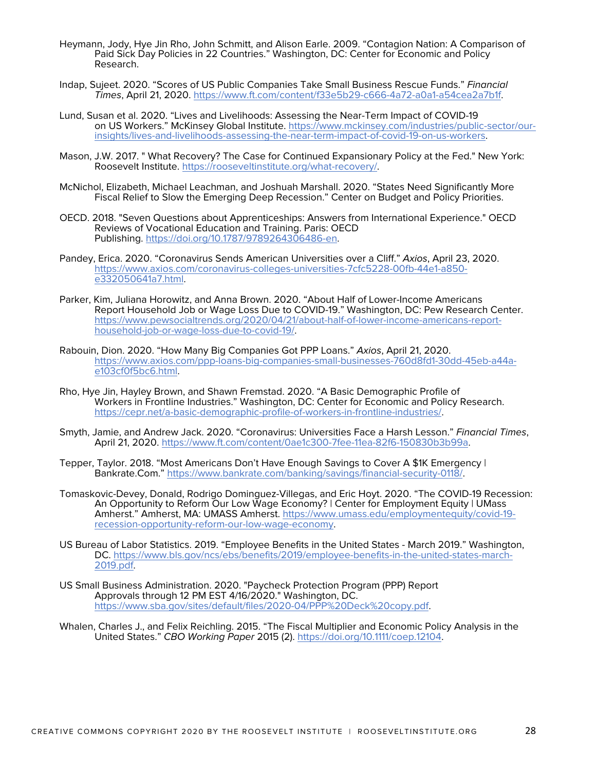Heymann, Jody, Hye Jin Rho, John Schmitt, and Alison Earle. 2009. "Contagion Nation: A Comparison of Paid Sick Day Policies in 22 Countries." Washington, DC: Center for Economic and Policy Research.

Indap, Sujeet. 2020. "Scores of US Public Companies Take Small Business Rescue Funds." *Financial Times*, April 21, 2020. https://www.ft.com/content/f33e5b29-c666-4a72-a0a1-a54cea2a7b1f.

Lund, Susan et al. 2020. "Lives and Livelihoods: Assessing the Near-Term Impact of COVID-19 on US Workers." McKinsey Global Institute. https://www.mckinsey.com/industries/public-sector/our-insights/lives-and-livelihoods-assessing-the-near-term-impact-of-covid-19-on-us-workers.

Mason, J.W. 2017. " What Recovery? The Case for Continued Expansionary Policy at the Fed." New York: Roosevelt Institute. https://rooseveltinstitute.org/what-recovery/.

McNichol, Elizabeth, Michael Leachman, and Joshuah Marshall. 2020. "States Need Significantly More Fiscal Relief to Slow the Emerging Deep Recession." Center on Budget and Policy Priorities.

OECD. 2018. "Seven Questions about Apprenticeships: Answers from International Experience." OECD Reviews of Vocational Education and Training. Paris: OECD Publishing. https://doi.org/10.1787/9789264306486-en.

Pandey, Erica. 2020. "Coronavirus Sends American Universities over a Cliff." *Axios*, April 23, 2020. https://www.axios.com/coronavirus-colleges-universities-7cfc5228-00fb-44e1-a850-e332050641a7.html.

Parker, Kim, Juliana Horowitz, and Anna Brown. 2020. "About Half of Lower-Income Americans Report Household Job or Wage Loss Due to COVID-19." Washington, DC: Pew Research Center. https://www.pewsocialtrends.org/2020/04/21/about-half-of-lower-income-americans-report-household-job-or-wage-loss-due-to-covid-19/.

Rabouin, Dion. 2020. "How Many Big Companies Got PPP Loans." *Axios*, April 21, 2020. https://www.axios.com/ppp-loans-big-companies-small-businesses-760d8fd1-30dd-45eb-a44a-e103cf0f5bc6.html.

Rho, Hye Jin, Hayley Brown, and Shawn Fremstad. 2020. "A Basic Demographic Profile of Workers in Frontline Industries." Washington, DC: Center for Economic and Policy Research. https://cepr.net/a-basic-demographic-profile-of-workers-in-frontline-industries/.

Smyth, Jamie, and Andrew Jack. 2020. "Coronavirus: Universities Face a Harsh Lesson." *Financial Times*, April 21, 2020. https://www.ft.com/content/0ae1c300-7fee-11ea-82f6-150830b3b99a.

Tepper, Taylor. 2018. "Most Americans Don't Have Enough Savings to Cover A $1K Emergency | Bankrate.Com." https://www.bankrate.com/banking/savings/financial-security-0118/.

Tomaskovic-Devey, Donald, Rodrigo Dominguez-Villegas, and Eric Hoyt. 2020. "The COVID-19 Recession: An Opportunity to Reform Our Low Wage Economy? | Center for Employment Equity | UMass Amherst." Amherst, MA: UMASS Amherst. https://www.umass.edu/employmentequity/covid-19-recession-opportunity-reform-our-low-wage-economy.

US Bureau of Labor Statistics. 2019. "Employee Benefits in the United States - March 2019." Washington, DC. https://www.bls.gov/ncs/ebs/benefits/2019/employee-benefits-in-the-united-states-march-2019.pdf.

US Small Business Administration. 2020. "Paycheck Protection Program (PPP) Report Approvals through 12 PM EST 4/16/2020." Washington, DC. https://www.sba.gov/sites/default/files/2020-04/PPP%20Deck%20copy.pdf.

Whalen, Charles J., and Felix Reichling. 2015. "The Fiscal Multiplier and Economic Policy Analysis in the United States." *CBO Working Paper* 2015 (2). https://doi.org/10.1111/coep.12104.